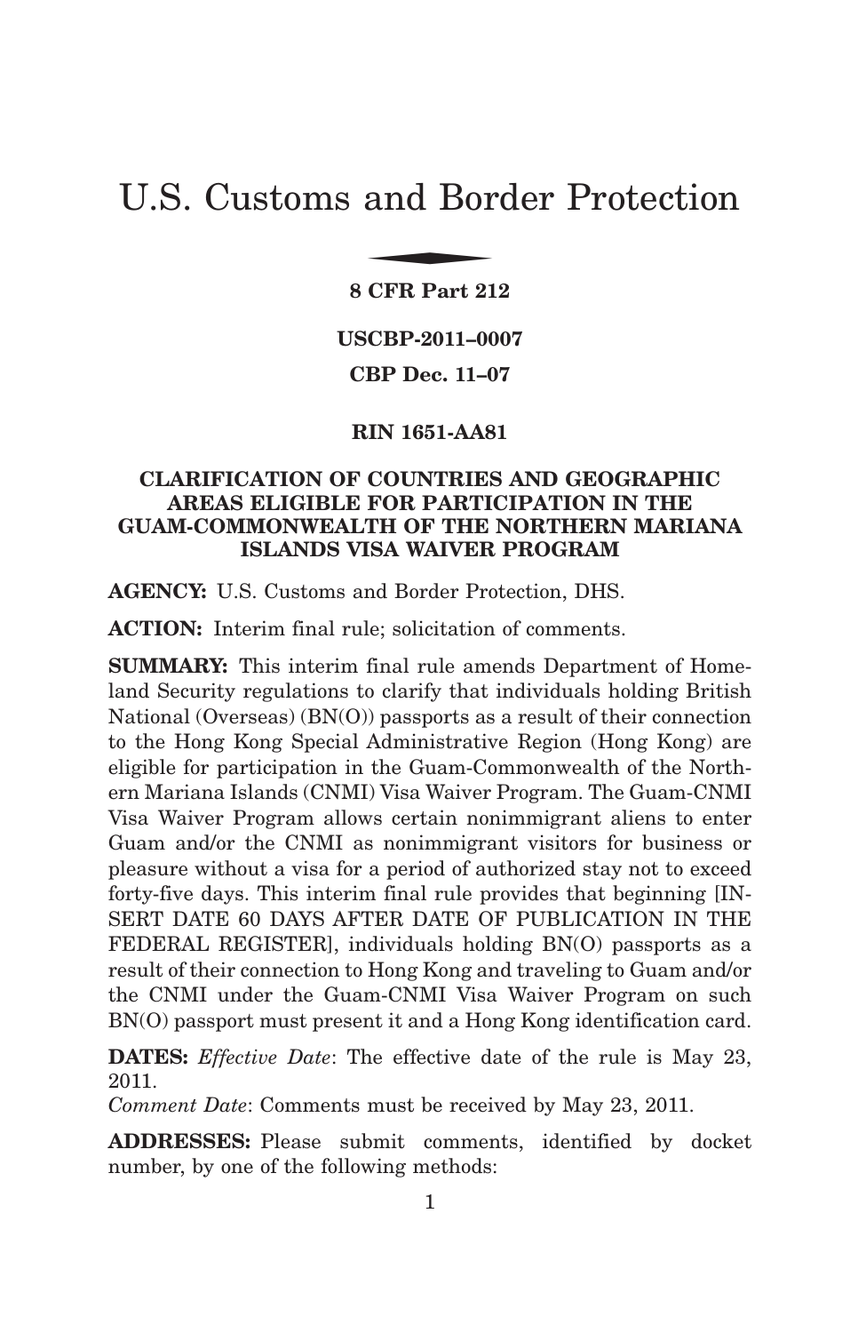# U.S. Customs and Border Protection

**8 CFR Part 212**

**USCBP-2011–0007**

**CBP Dec. 11–07**

**RIN 1651-AA81**

## CLARIFICATION OF COUNTRIES AND GEOGRAPHIC AREAS ELIGIBLE FOR PARTICIPATION IN THE GUAM-COMMONWEALTH OF THE NORTHERN MARIANA ISLANDS VISA WAIVER PROGRAM

**AGENCY:** U.S. Customs and Border Protection, DHS.

**ACTION:** Interim final rule; solicitation of comments.

**SUMMARY:** This interim final rule amends Department of Homeland Security regulations to clarify that individuals holding British National (Overseas) (BN(O)) passports as a result of their connection to the Hong Kong Special Administrative Region (Hong Kong) are eligible for participation in the Guam-Commonwealth of the Northern Mariana Islands (CNMI) Visa Waiver Program. The Guam-CNMI Visa Waiver Program allows certain nonimmigrant aliens to enter Guam and/or the CNMI as nonimmigrant visitors for business or pleasure without a visa for a period of authorized stay not to exceed forty-five days. This interim final rule provides that beginning [INSERT DATE 60 DAYS AFTER DATE OF PUBLICATION IN THE FEDERAL REGISTER], individuals holding BN(O) passports as a result of their connection to Hong Kong and traveling to Guam and/or the CNMI under the Guam-CNMI Visa Waiver Program on such BN(O) passport must present it and a Hong Kong identification card.

**DATES:** *Effective Date*: The effective date of the rule is May 23, 2011.
*Comment Date*: Comments must be received by May 23, 2011.

**ADDRESSES:** Please submit comments, identified by docket number, by one of the following methods: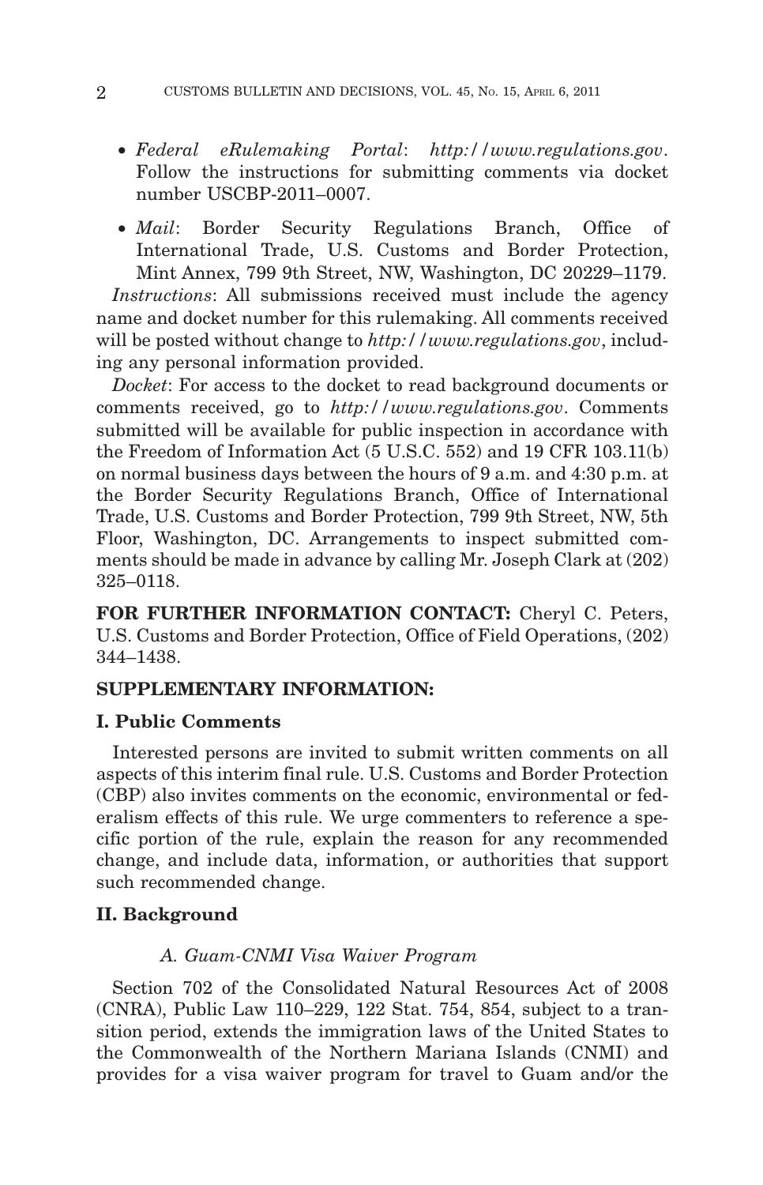- *Federal eRulemaking Portal*: *http://www.regulations.gov*. Follow the instructions for submitting comments via docket number USCBP-2011–0007.
- *Mail*: Border Security Regulations Branch, Office of International Trade, U.S. Customs and Border Protection, Mint Annex, 799 9th Street, NW, Washington, DC 20229–1179.

*Instructions*: All submissions received must include the agency name and docket number for this rulemaking. All comments received will be posted without change to *http://www.regulations.gov*, including any personal information provided.

*Docket*: For access to the docket to read background documents or comments received, go to *http://www.regulations.gov*. Comments submitted will be available for public inspection in accordance with the Freedom of Information Act (5 U.S.C. 552) and 19 CFR 103.11(b) on normal business days between the hours of 9 a.m. and 4:30 p.m. at the Border Security Regulations Branch, Office of International Trade, U.S. Customs and Border Protection, 799 9th Street, NW, 5th Floor, Washington, DC. Arrangements to inspect submitted comments should be made in advance by calling Mr. Joseph Clark at (202) 325–0118.

**FOR FURTHER INFORMATION CONTACT:** Cheryl C. Peters, U.S. Customs and Border Protection, Office of Field Operations, (202) 344–1438.

**SUPPLEMENTARY INFORMATION:**

## I. Public Comments

Interested persons are invited to submit written comments on all aspects of this interim final rule. U.S. Customs and Border Protection (CBP) also invites comments on the economic, environmental or federalism effects of this rule. We urge commenters to reference a specific portion of the rule, explain the reason for any recommended change, and include data, information, or authorities that support such recommended change.

## II. Background

### *A. Guam-CNMI Visa Waiver Program*

Section 702 of the Consolidated Natural Resources Act of 2008 (CNRA), Public Law 110–229, 122 Stat. 754, 854, subject to a transition period, extends the immigration laws of the United States to the Commonwealth of the Northern Mariana Islands (CNMI) and provides for a visa waiver program for travel to Guam and/or the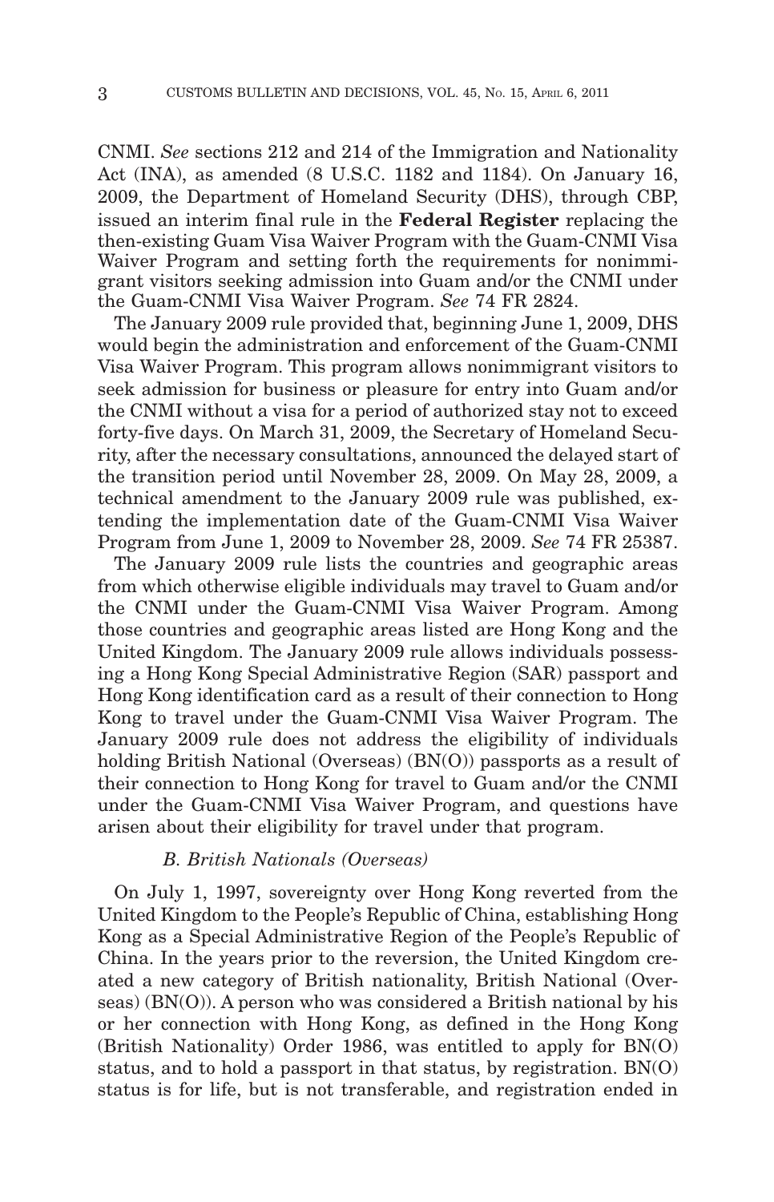CNMI. *See* sections 212 and 214 of the Immigration and Nationality Act (INA), as amended (8 U.S.C. 1182 and 1184). On January 16, 2009, the Department of Homeland Security (DHS), through CBP, issued an interim final rule in the **Federal Register** replacing the then-existing Guam Visa Waiver Program with the Guam-CNMI Visa Waiver Program and setting forth the requirements for nonimmigrant visitors seeking admission into Guam and/or the CNMI under the Guam-CNMI Visa Waiver Program. *See* 74 FR 2824.

The January 2009 rule provided that, beginning June 1, 2009, DHS would begin the administration and enforcement of the Guam-CNMI Visa Waiver Program. This program allows nonimmigrant visitors to seek admission for business or pleasure for entry into Guam and/or the CNMI without a visa for a period of authorized stay not to exceed forty-five days. On March 31, 2009, the Secretary of Homeland Security, after the necessary consultations, announced the delayed start of the transition period until November 28, 2009. On May 28, 2009, a technical amendment to the January 2009 rule was published, extending the implementation date of the Guam-CNMI Visa Waiver Program from June 1, 2009 to November 28, 2009. *See* 74 FR 25387.

The January 2009 rule lists the countries and geographic areas from which otherwise eligible individuals may travel to Guam and/or the CNMI under the Guam-CNMI Visa Waiver Program. Among those countries and geographic areas listed are Hong Kong and the United Kingdom. The January 2009 rule allows individuals possessing a Hong Kong Special Administrative Region (SAR) passport and Hong Kong identification card as a result of their connection to Hong Kong to travel under the Guam-CNMI Visa Waiver Program. The January 2009 rule does not address the eligibility of individuals holding British National (Overseas) (BN(O)) passports as a result of their connection to Hong Kong for travel to Guam and/or the CNMI under the Guam-CNMI Visa Waiver Program, and questions have arisen about their eligibility for travel under that program.

### *B. British Nationals (Overseas)*

On July 1, 1997, sovereignty over Hong Kong reverted from the United Kingdom to the People's Republic of China, establishing Hong Kong as a Special Administrative Region of the People's Republic of China. In the years prior to the reversion, the United Kingdom created a new category of British nationality, British National (Overseas) (BN(O)). A person who was considered a British national by his or her connection with Hong Kong, as defined in the Hong Kong (British Nationality) Order 1986, was entitled to apply for BN(O) status, and to hold a passport in that status, by registration. BN(O) status is for life, but is not transferable, and registration ended in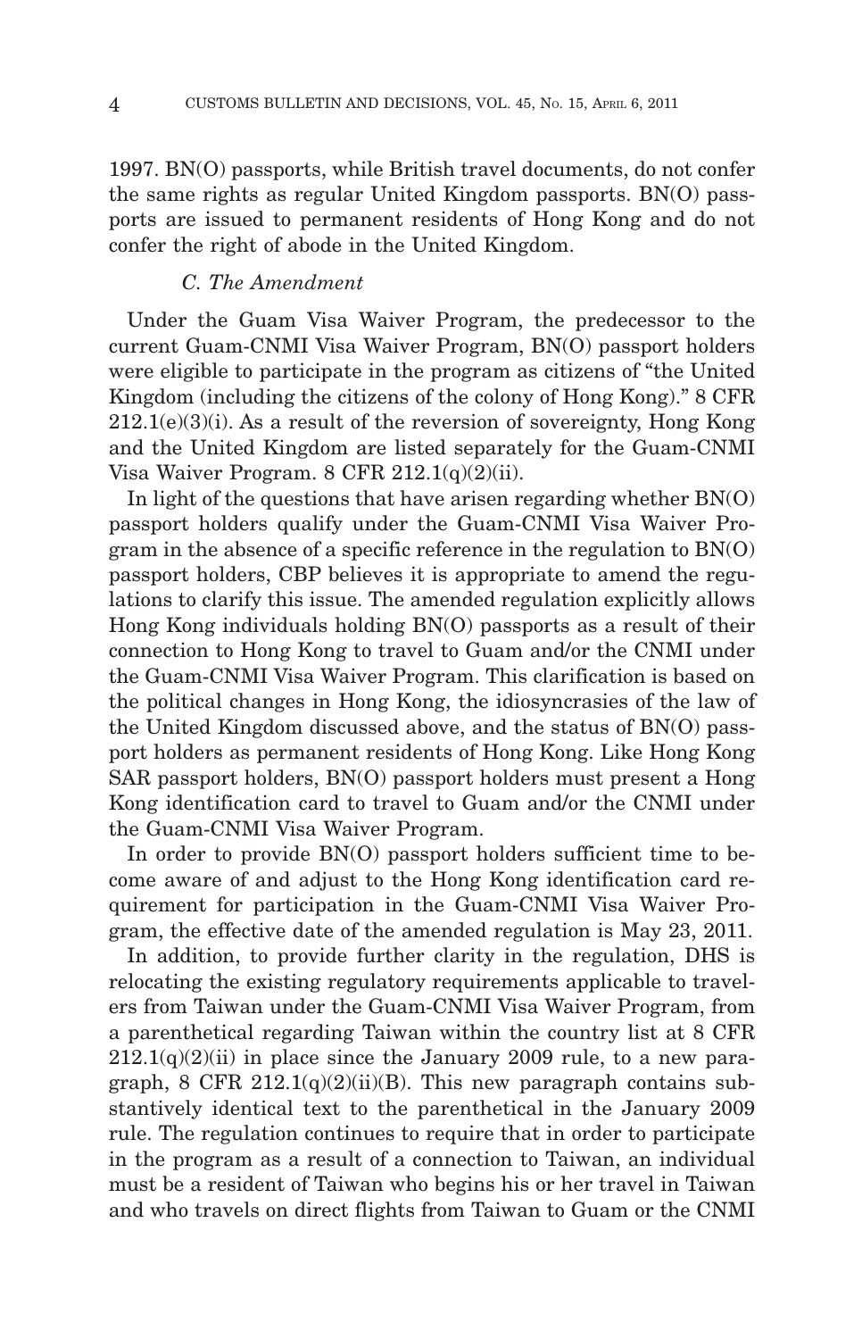1997. BN(O) passports, while British travel documents, do not confer the same rights as regular United Kingdom passports. BN(O) passports are issued to permanent residents of Hong Kong and do not confer the right of abode in the United Kingdom.

### *C. The Amendment*

Under the Guam Visa Waiver Program, the predecessor to the current Guam-CNMI Visa Waiver Program, BN(O) passport holders were eligible to participate in the program as citizens of "the United Kingdom (including the citizens of the colony of Hong Kong)." 8 CFR 212.1(e)(3)(i). As a result of the reversion of sovereignty, Hong Kong and the United Kingdom are listed separately for the Guam-CNMI Visa Waiver Program. 8 CFR 212.1(q)(2)(ii).

In light of the questions that have arisen regarding whether BN(O) passport holders qualify under the Guam-CNMI Visa Waiver Program in the absence of a specific reference in the regulation to BN(O) passport holders, CBP believes it is appropriate to amend the regulations to clarify this issue. The amended regulation explicitly allows Hong Kong individuals holding BN(O) passports as a result of their connection to Hong Kong to travel to Guam and/or the CNMI under the Guam-CNMI Visa Waiver Program. This clarification is based on the political changes in Hong Kong, the idiosyncrasies of the law of the United Kingdom discussed above, and the status of BN(O) passport holders as permanent residents of Hong Kong. Like Hong Kong SAR passport holders, BN(O) passport holders must present a Hong Kong identification card to travel to Guam and/or the CNMI under the Guam-CNMI Visa Waiver Program.

In order to provide BN(O) passport holders sufficient time to become aware of and adjust to the Hong Kong identification card requirement for participation in the Guam-CNMI Visa Waiver Program, the effective date of the amended regulation is May 23, 2011.

In addition, to provide further clarity in the regulation, DHS is relocating the existing regulatory requirements applicable to travelers from Taiwan under the Guam-CNMI Visa Waiver Program, from a parenthetical regarding Taiwan within the country list at 8 CFR 212.1(q)(2)(ii) in place since the January 2009 rule, to a new paragraph, 8 CFR 212.1(q)(2)(ii)(B). This new paragraph contains substantively identical text to the parenthetical in the January 2009 rule. The regulation continues to require that in order to participate in the program as a result of a connection to Taiwan, an individual must be a resident of Taiwan who begins his or her travel in Taiwan and who travels on direct flights from Taiwan to Guam or the CNMI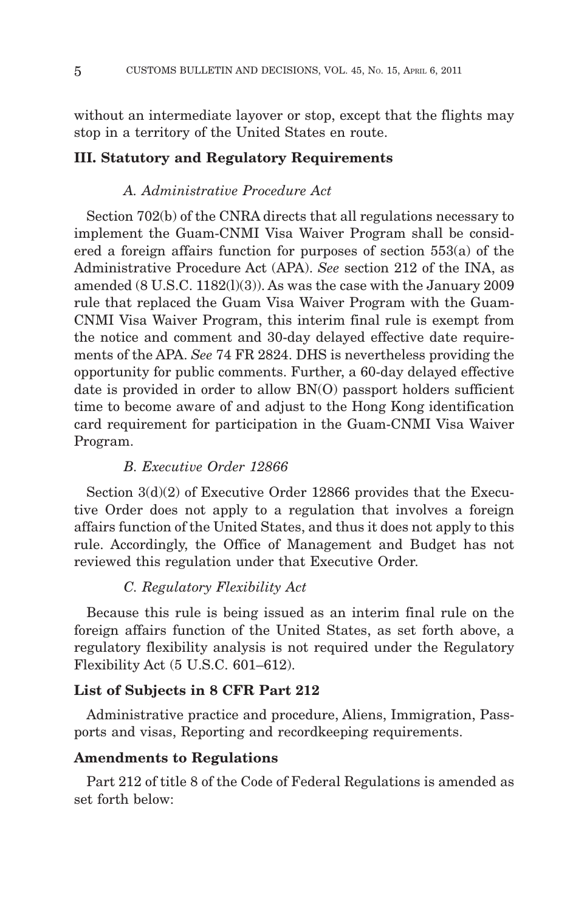without an intermediate layover or stop, except that the flights may stop in a territory of the United States en route.

## III. Statutory and Regulatory Requirements

### *A. Administrative Procedure Act*

Section 702(b) of the CNRA directs that all regulations necessary to implement the Guam-CNMI Visa Waiver Program shall be considered a foreign affairs function for purposes of section 553(a) of the Administrative Procedure Act (APA). *See* section 212 of the INA, as amended (8 U.S.C. 1182(l)(3)). As was the case with the January 2009 rule that replaced the Guam Visa Waiver Program with the Guam-CNMI Visa Waiver Program, this interim final rule is exempt from the notice and comment and 30-day delayed effective date requirements of the APA. *See* 74 FR 2824. DHS is nevertheless providing the opportunity for public comments. Further, a 60-day delayed effective date is provided in order to allow BN(O) passport holders sufficient time to become aware of and adjust to the Hong Kong identification card requirement for participation in the Guam-CNMI Visa Waiver Program.

### *B. Executive Order 12866*

Section 3(d)(2) of Executive Order 12866 provides that the Executive Order does not apply to a regulation that involves a foreign affairs function of the United States, and thus it does not apply to this rule. Accordingly, the Office of Management and Budget has not reviewed this regulation under that Executive Order.

### *C. Regulatory Flexibility Act*

Because this rule is being issued as an interim final rule on the foreign affairs function of the United States, as set forth above, a regulatory flexibility analysis is not required under the Regulatory Flexibility Act (5 U.S.C. 601–612).

## List of Subjects in 8 CFR Part 212

Administrative practice and procedure, Aliens, Immigration, Passports and visas, Reporting and recordkeeping requirements.

## Amendments to Regulations

Part 212 of title 8 of the Code of Federal Regulations is amended as set forth below: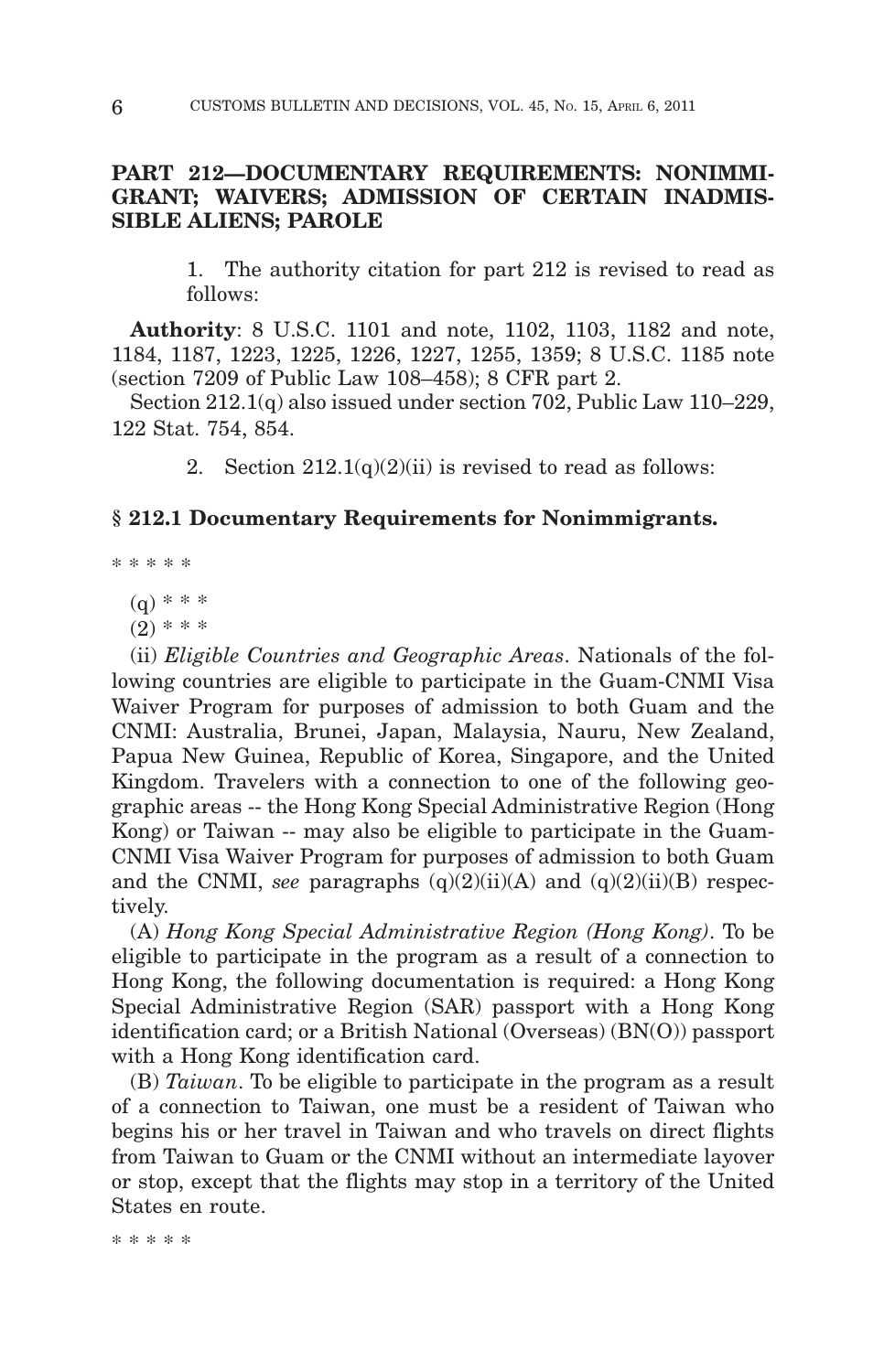## PART 212—DOCUMENTARY REQUIREMENTS: NONIMMIGRANT; WAIVERS; ADMISSION OF CERTAIN INADMISSIBLE ALIENS; PAROLE

1. The authority citation for part 212 is revised to read as follows:

**Authority**: 8 U.S.C. 1101 and note, 1102, 1103, 1182 and note, 1184, 1187, 1223, 1225, 1226, 1227, 1255, 1359; 8 U.S.C. 1185 note (section 7209 of Public Law 108–458); 8 CFR part 2.

Section 212.1(q) also issued under section 702, Public Law 110–229, 122 Stat. 754, 854.

2. Section 212.1(q)(2)(ii) is revised to read as follows:

### § 212.1 Documentary Requirements for Nonimmigrants.

* * * * *

(q) * * *

(2) * * *

(ii) *Eligible Countries and Geographic Areas*. Nationals of the following countries are eligible to participate in the Guam-CNMI Visa Waiver Program for purposes of admission to both Guam and the CNMI: Australia, Brunei, Japan, Malaysia, Nauru, New Zealand, Papua New Guinea, Republic of Korea, Singapore, and the United Kingdom. Travelers with a connection to one of the following geographic areas -- the Hong Kong Special Administrative Region (Hong Kong) or Taiwan -- may also be eligible to participate in the Guam-CNMI Visa Waiver Program for purposes of admission to both Guam and the CNMI, *see* paragraphs (q)(2)(ii)(A) and (q)(2)(ii)(B) respectively.

(A) *Hong Kong Special Administrative Region (Hong Kong)*. To be eligible to participate in the program as a result of a connection to Hong Kong, the following documentation is required: a Hong Kong Special Administrative Region (SAR) passport with a Hong Kong identification card; or a British National (Overseas) (BN(O)) passport with a Hong Kong identification card.

(B) *Taiwan*. To be eligible to participate in the program as a result of a connection to Taiwan, one must be a resident of Taiwan who begins his or her travel in Taiwan and who travels on direct flights from Taiwan to Guam or the CNMI without an intermediate layover or stop, except that the flights may stop in a territory of the United States en route.

* * * * *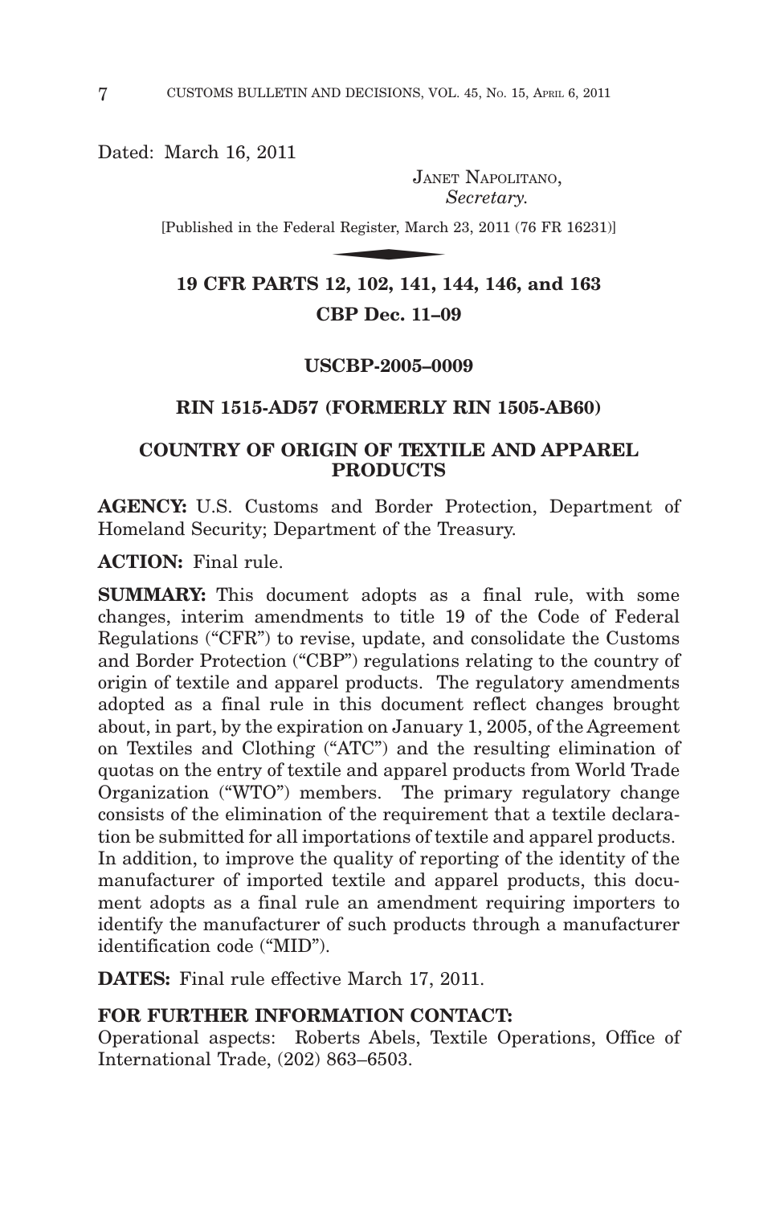Dated: March 16, 2011

JANET NAPOLITANO,
*Secretary.*

[Published in the Federal Register, March 23, 2011 (76 FR 16231)]

## 19 CFR PARTS 12, 102, 141, 144, 146, and 163

## CBP Dec. 11–09

## USCBP-2005–0009

## RIN 1515-AD57 (FORMERLY RIN 1505-AB60)

## COUNTRY OF ORIGIN OF TEXTILE AND APPAREL PRODUCTS

**AGENCY:** U.S. Customs and Border Protection, Department of Homeland Security; Department of the Treasury.

**ACTION:** Final rule.

**SUMMARY:** This document adopts as a final rule, with some changes, interim amendments to title 19 of the Code of Federal Regulations ("CFR") to revise, update, and consolidate the Customs and Border Protection ("CBP") regulations relating to the country of origin of textile and apparel products. The regulatory amendments adopted as a final rule in this document reflect changes brought about, in part, by the expiration on January 1, 2005, of the Agreement on Textiles and Clothing ("ATC") and the resulting elimination of quotas on the entry of textile and apparel products from World Trade Organization ("WTO") members. The primary regulatory change consists of the elimination of the requirement that a textile declaration be submitted for all importations of textile and apparel products. In addition, to improve the quality of reporting of the identity of the manufacturer of imported textile and apparel products, this document adopts as a final rule an amendment requiring importers to identify the manufacturer of such products through a manufacturer identification code ("MID").

**DATES:** Final rule effective March 17, 2011.

**FOR FURTHER INFORMATION CONTACT:**
Operational aspects: Roberts Abels, Textile Operations, Office of International Trade, (202) 863–6503.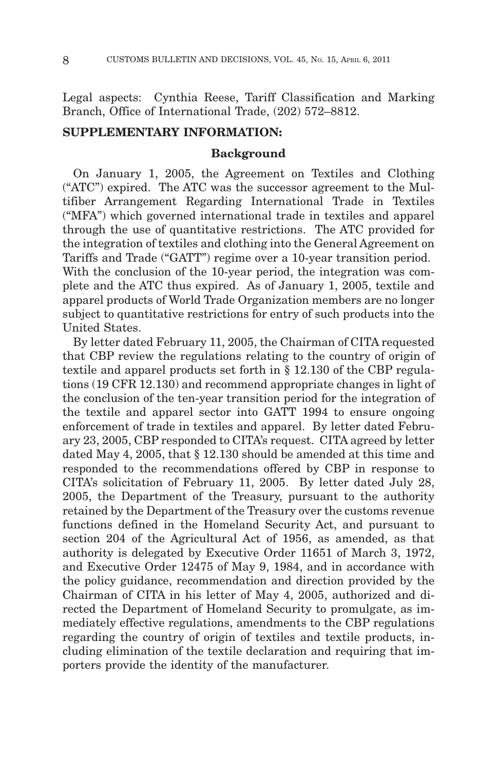Legal aspects: Cynthia Reese, Tariff Classification and Marking Branch, Office of International Trade, (202) 572–8812.

**SUPPLEMENTARY INFORMATION:**

### Background

On January 1, 2005, the Agreement on Textiles and Clothing ("ATC") expired. The ATC was the successor agreement to the Multifiber Arrangement Regarding International Trade in Textiles ("MFA") which governed international trade in textiles and apparel through the use of quantitative restrictions. The ATC provided for the integration of textiles and clothing into the General Agreement on Tariffs and Trade ("GATT") regime over a 10-year transition period. With the conclusion of the 10-year period, the integration was complete and the ATC thus expired. As of January 1, 2005, textile and apparel products of World Trade Organization members are no longer subject to quantitative restrictions for entry of such products into the United States.

By letter dated February 11, 2005, the Chairman of CITA requested that CBP review the regulations relating to the country of origin of textile and apparel products set forth in § 12.130 of the CBP regulations (19 CFR 12.130) and recommend appropriate changes in light of the conclusion of the ten-year transition period for the integration of the textile and apparel sector into GATT 1994 to ensure ongoing enforcement of trade in textiles and apparel. By letter dated February 23, 2005, CBP responded to CITA's request. CITA agreed by letter dated May 4, 2005, that § 12.130 should be amended at this time and responded to the recommendations offered by CBP in response to CITA's solicitation of February 11, 2005. By letter dated July 28, 2005, the Department of the Treasury, pursuant to the authority retained by the Department of the Treasury over the customs revenue functions defined in the Homeland Security Act, and pursuant to section 204 of the Agricultural Act of 1956, as amended, as that authority is delegated by Executive Order 11651 of March 3, 1972, and Executive Order 12475 of May 9, 1984, and in accordance with the policy guidance, recommendation and direction provided by the Chairman of CITA in his letter of May 4, 2005, authorized and directed the Department of Homeland Security to promulgate, as immediately effective regulations, amendments to the CBP regulations regarding the country of origin of textiles and textile products, including elimination of the textile declaration and requiring that importers provide the identity of the manufacturer.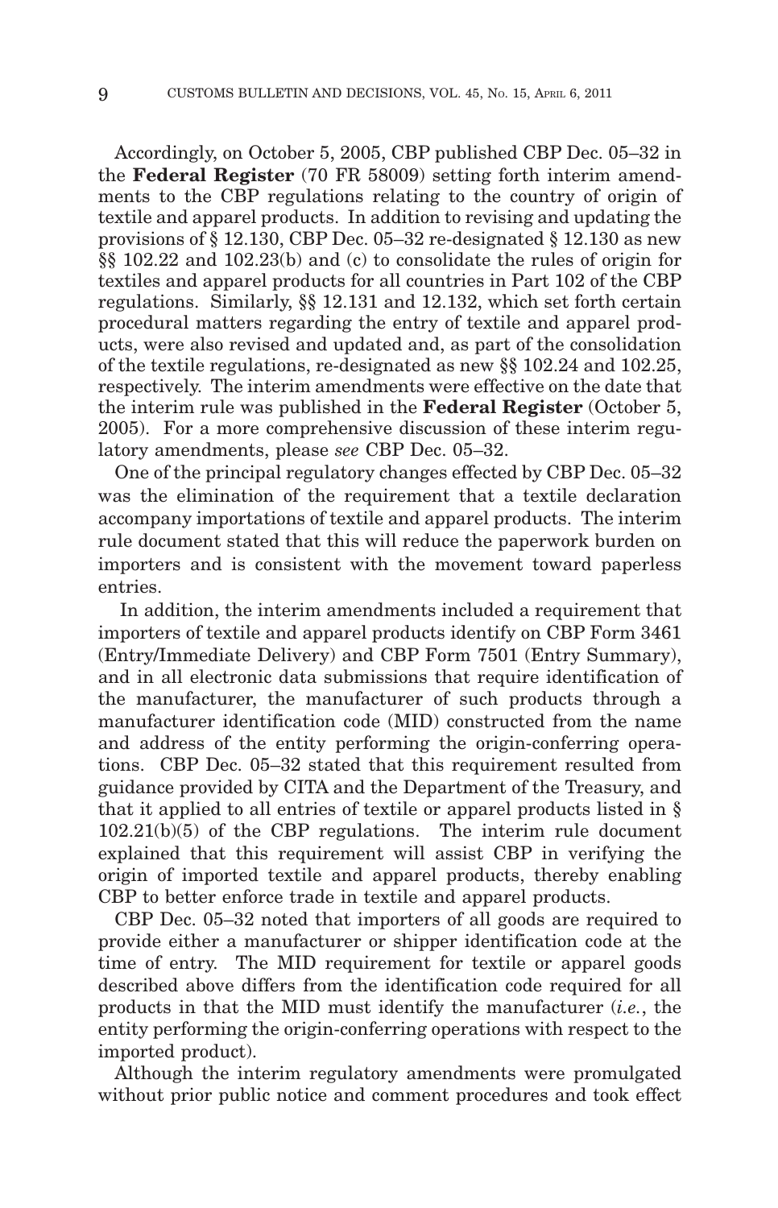Accordingly, on October 5, 2005, CBP published CBP Dec. 05–32 in the **Federal Register** (70 FR 58009) setting forth interim amendments to the CBP regulations relating to the country of origin of textile and apparel products. In addition to revising and updating the provisions of § 12.130, CBP Dec. 05–32 re-designated § 12.130 as new §§ 102.22 and 102.23(b) and (c) to consolidate the rules of origin for textiles and apparel products for all countries in Part 102 of the CBP regulations. Similarly, §§ 12.131 and 12.132, which set forth certain procedural matters regarding the entry of textile and apparel products, were also revised and updated and, as part of the consolidation of the textile regulations, re-designated as new §§ 102.24 and 102.25, respectively. The interim amendments were effective on the date that the interim rule was published in the **Federal Register** (October 5, 2005). For a more comprehensive discussion of these interim regulatory amendments, please *see* CBP Dec. 05–32.

One of the principal regulatory changes effected by CBP Dec. 05–32 was the elimination of the requirement that a textile declaration accompany importations of textile and apparel products. The interim rule document stated that this will reduce the paperwork burden on importers and is consistent with the movement toward paperless entries.

In addition, the interim amendments included a requirement that importers of textile and apparel products identify on CBP Form 3461 (Entry/Immediate Delivery) and CBP Form 7501 (Entry Summary), and in all electronic data submissions that require identification of the manufacturer, the manufacturer of such products through a manufacturer identification code (MID) constructed from the name and address of the entity performing the origin-conferring operations. CBP Dec. 05–32 stated that this requirement resulted from guidance provided by CITA and the Department of the Treasury, and that it applied to all entries of textile or apparel products listed in § 102.21(b)(5) of the CBP regulations. The interim rule document explained that this requirement will assist CBP in verifying the origin of imported textile and apparel products, thereby enabling CBP to better enforce trade in textile and apparel products.

CBP Dec. 05–32 noted that importers of all goods are required to provide either a manufacturer or shipper identification code at the time of entry. The MID requirement for textile or apparel goods described above differs from the identification code required for all products in that the MID must identify the manufacturer (*i.e.*, the entity performing the origin-conferring operations with respect to the imported product).

Although the interim regulatory amendments were promulgated without prior public notice and comment procedures and took effect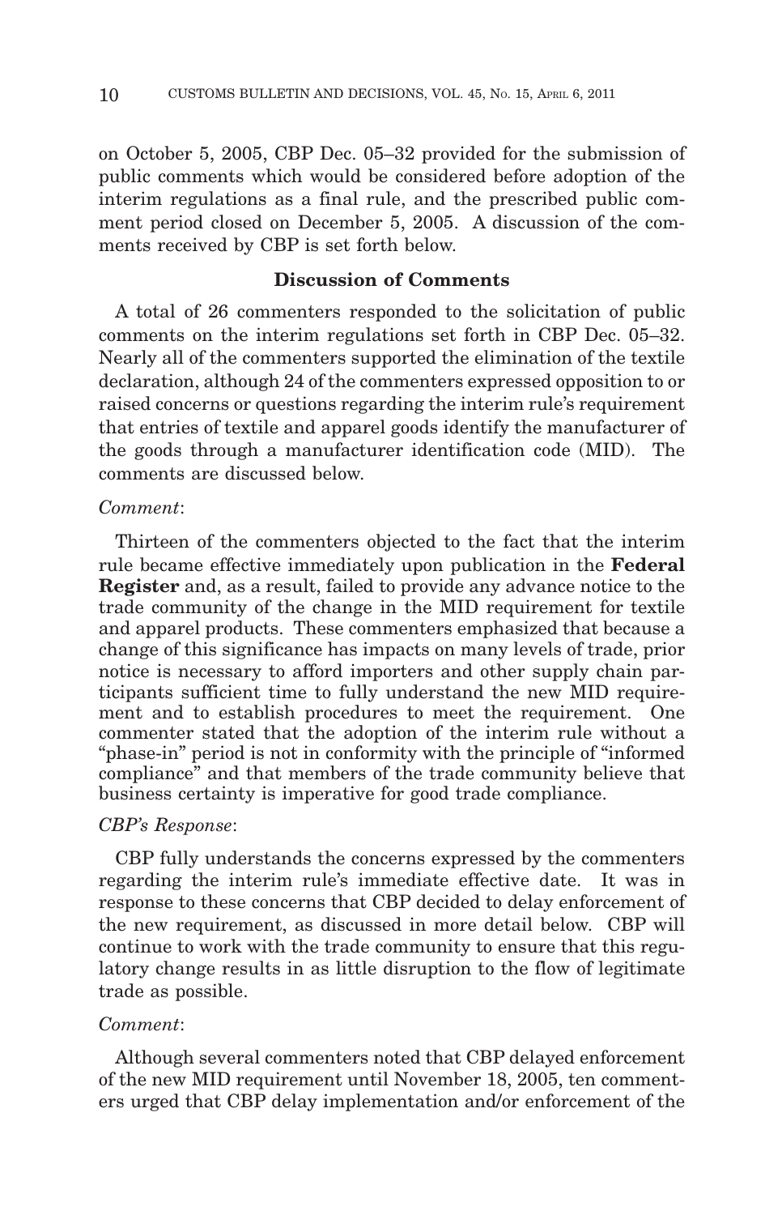on October 5, 2005, CBP Dec. 05–32 provided for the submission of public comments which would be considered before adoption of the interim regulations as a final rule, and the prescribed public comment period closed on December 5, 2005. A discussion of the comments received by CBP is set forth below.

### Discussion of Comments

A total of 26 commenters responded to the solicitation of public comments on the interim regulations set forth in CBP Dec. 05–32. Nearly all of the commenters supported the elimination of the textile declaration, although 24 of the commenters expressed opposition to or raised concerns or questions regarding the interim rule's requirement that entries of textile and apparel goods identify the manufacturer of the goods through a manufacturer identification code (MID). The comments are discussed below.

*Comment*:

Thirteen of the commenters objected to the fact that the interim rule became effective immediately upon publication in the **Federal Register** and, as a result, failed to provide any advance notice to the trade community of the change in the MID requirement for textile and apparel products. These commenters emphasized that because a change of this significance has impacts on many levels of trade, prior notice is necessary to afford importers and other supply chain participants sufficient time to fully understand the new MID requirement and to establish procedures to meet the requirement. One commenter stated that the adoption of the interim rule without a "phase-in" period is not in conformity with the principle of "informed compliance" and that members of the trade community believe that business certainty is imperative for good trade compliance.

*CBP's Response*:

CBP fully understands the concerns expressed by the commenters regarding the interim rule's immediate effective date. It was in response to these concerns that CBP decided to delay enforcement of the new requirement, as discussed in more detail below. CBP will continue to work with the trade community to ensure that this regulatory change results in as little disruption to the flow of legitimate trade as possible.

*Comment*:

Although several commenters noted that CBP delayed enforcement of the new MID requirement until November 18, 2005, ten commenters urged that CBP delay implementation and/or enforcement of the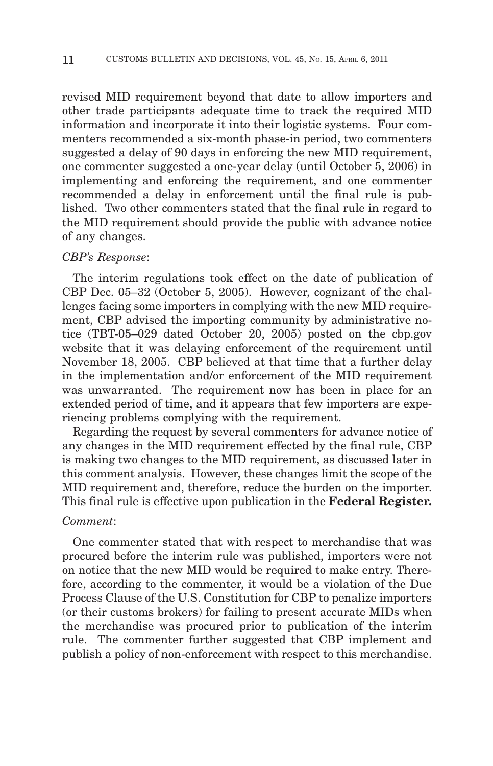revised MID requirement beyond that date to allow importers and other trade participants adequate time to track the required MID information and incorporate it into their logistic systems. Four commenters recommended a six-month phase-in period, two commenters suggested a delay of 90 days in enforcing the new MID requirement, one commenter suggested a one-year delay (until October 5, 2006) in implementing and enforcing the requirement, and one commenter recommended a delay in enforcement until the final rule is published. Two other commenters stated that the final rule in regard to the MID requirement should provide the public with advance notice of any changes.

*CBP's Response*:

The interim regulations took effect on the date of publication of CBP Dec. 05–32 (October 5, 2005). However, cognizant of the challenges facing some importers in complying with the new MID requirement, CBP advised the importing community by administrative notice (TBT-05–029 dated October 20, 2005) posted on the cbp.gov website that it was delaying enforcement of the requirement until November 18, 2005. CBP believed at that time that a further delay in the implementation and/or enforcement of the MID requirement was unwarranted. The requirement now has been in place for an extended period of time, and it appears that few importers are experiencing problems complying with the requirement.

Regarding the request by several commenters for advance notice of any changes in the MID requirement effected by the final rule, CBP is making two changes to the MID requirement, as discussed later in this comment analysis. However, these changes limit the scope of the MID requirement and, therefore, reduce the burden on the importer. This final rule is effective upon publication in the **Federal Register.**

*Comment*:

One commenter stated that with respect to merchandise that was procured before the interim rule was published, importers were not on notice that the new MID would be required to make entry. Therefore, according to the commenter, it would be a violation of the Due Process Clause of the U.S. Constitution for CBP to penalize importers (or their customs brokers) for failing to present accurate MIDs when the merchandise was procured prior to publication of the interim rule. The commenter further suggested that CBP implement and publish a policy of non-enforcement with respect to this merchandise.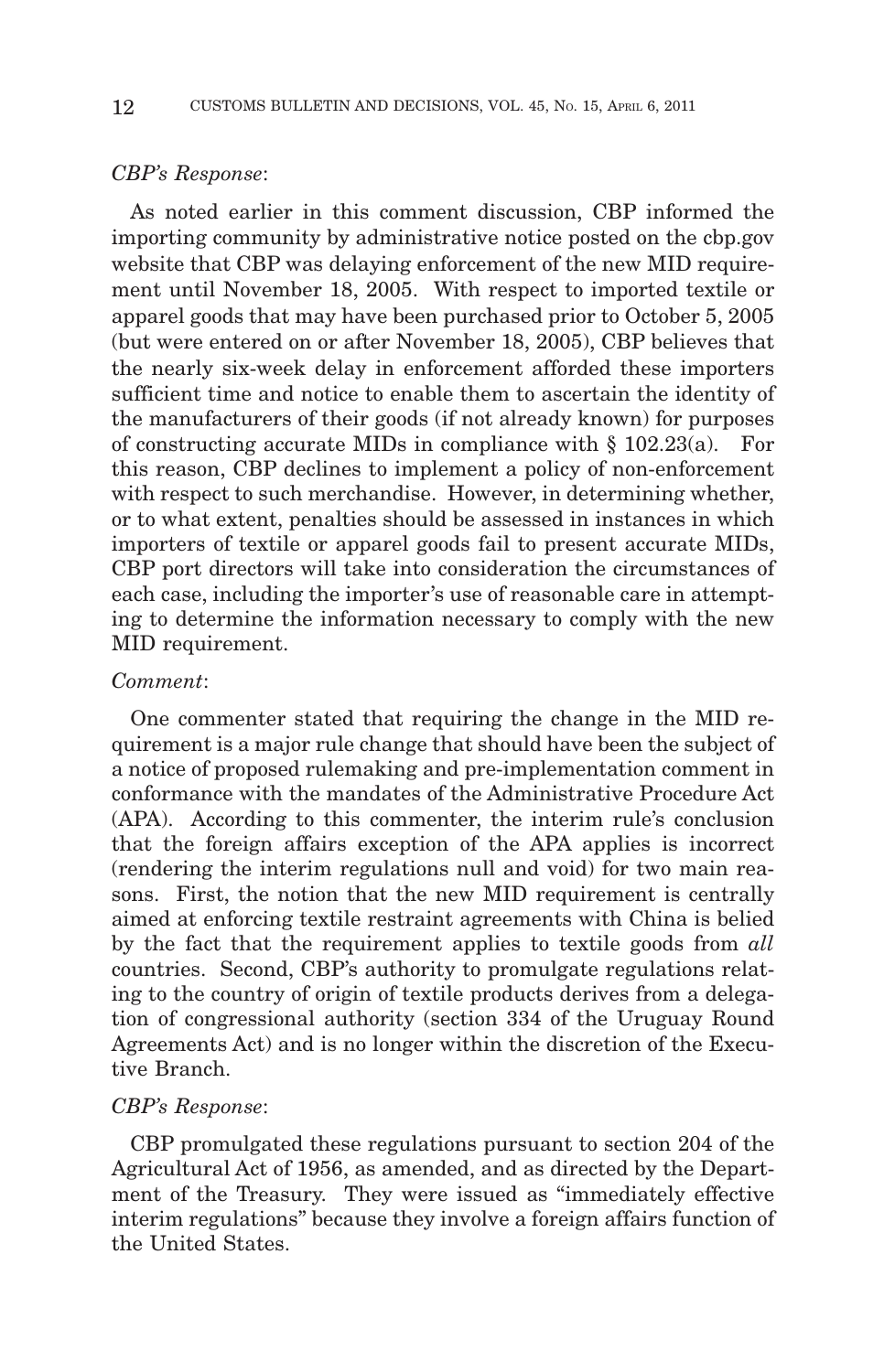*CBP's Response*:

As noted earlier in this comment discussion, CBP informed the importing community by administrative notice posted on the cbp.gov website that CBP was delaying enforcement of the new MID requirement until November 18, 2005. With respect to imported textile or apparel goods that may have been purchased prior to October 5, 2005 (but were entered on or after November 18, 2005), CBP believes that the nearly six-week delay in enforcement afforded these importers sufficient time and notice to enable them to ascertain the identity of the manufacturers of their goods (if not already known) for purposes of constructing accurate MIDs in compliance with § 102.23(a). For this reason, CBP declines to implement a policy of non-enforcement with respect to such merchandise. However, in determining whether, or to what extent, penalties should be assessed in instances in which importers of textile or apparel goods fail to present accurate MIDs, CBP port directors will take into consideration the circumstances of each case, including the importer's use of reasonable care in attempting to determine the information necessary to comply with the new MID requirement.

*Comment*:

One commenter stated that requiring the change in the MID requirement is a major rule change that should have been the subject of a notice of proposed rulemaking and pre-implementation comment in conformance with the mandates of the Administrative Procedure Act (APA). According to this commenter, the interim rule's conclusion that the foreign affairs exception of the APA applies is incorrect (rendering the interim regulations null and void) for two main reasons. First, the notion that the new MID requirement is centrally aimed at enforcing textile restraint agreements with China is belied by the fact that the requirement applies to textile goods from *all* countries. Second, CBP's authority to promulgate regulations relating to the country of origin of textile products derives from a delegation of congressional authority (section 334 of the Uruguay Round Agreements Act) and is no longer within the discretion of the Executive Branch.

*CBP's Response*:

CBP promulgated these regulations pursuant to section 204 of the Agricultural Act of 1956, as amended, and as directed by the Department of the Treasury. They were issued as "immediately effective interim regulations" because they involve a foreign affairs function of the United States.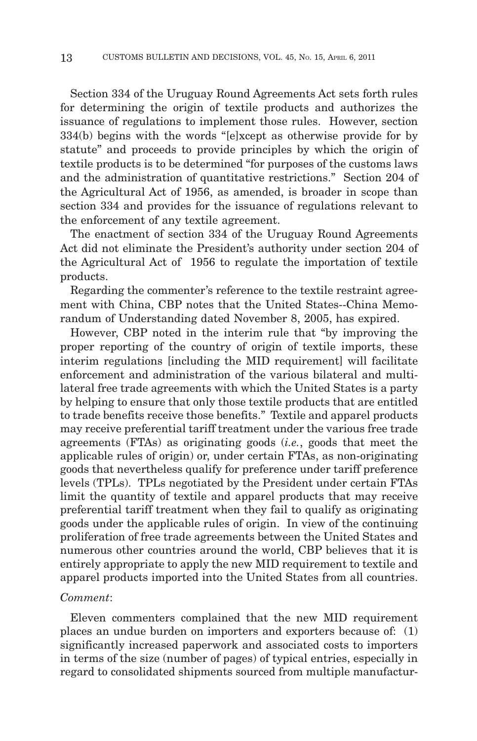Section 334 of the Uruguay Round Agreements Act sets forth rules for determining the origin of textile products and authorizes the issuance of regulations to implement those rules. However, section 334(b) begins with the words "[e]xcept as otherwise provide for by statute" and proceeds to provide principles by which the origin of textile products is to be determined "for purposes of the customs laws and the administration of quantitative restrictions." Section 204 of the Agricultural Act of 1956, as amended, is broader in scope than section 334 and provides for the issuance of regulations relevant to the enforcement of any textile agreement.

The enactment of section 334 of the Uruguay Round Agreements Act did not eliminate the President's authority under section 204 of the Agricultural Act of 1956 to regulate the importation of textile products.

Regarding the commenter's reference to the textile restraint agreement with China, CBP notes that the United States--China Memorandum of Understanding dated November 8, 2005, has expired.

However, CBP noted in the interim rule that "by improving the proper reporting of the country of origin of textile imports, these interim regulations [including the MID requirement] will facilitate enforcement and administration of the various bilateral and multilateral free trade agreements with which the United States is a party by helping to ensure that only those textile products that are entitled to trade benefits receive those benefits." Textile and apparel products may receive preferential tariff treatment under the various free trade agreements (FTAs) as originating goods (*i.e.*, goods that meet the applicable rules of origin) or, under certain FTAs, as non-originating goods that nevertheless qualify for preference under tariff preference levels (TPLs). TPLs negotiated by the President under certain FTAs limit the quantity of textile and apparel products that may receive preferential tariff treatment when they fail to qualify as originating goods under the applicable rules of origin. In view of the continuing proliferation of free trade agreements between the United States and numerous other countries around the world, CBP believes that it is entirely appropriate to apply the new MID requirement to textile and apparel products imported into the United States from all countries.

*Comment*:

Eleven commenters complained that the new MID requirement places an undue burden on importers and exporters because of: (1) significantly increased paperwork and associated costs to importers in terms of the size (number of pages) of typical entries, especially in regard to consolidated shipments sourced from multiple manufactur-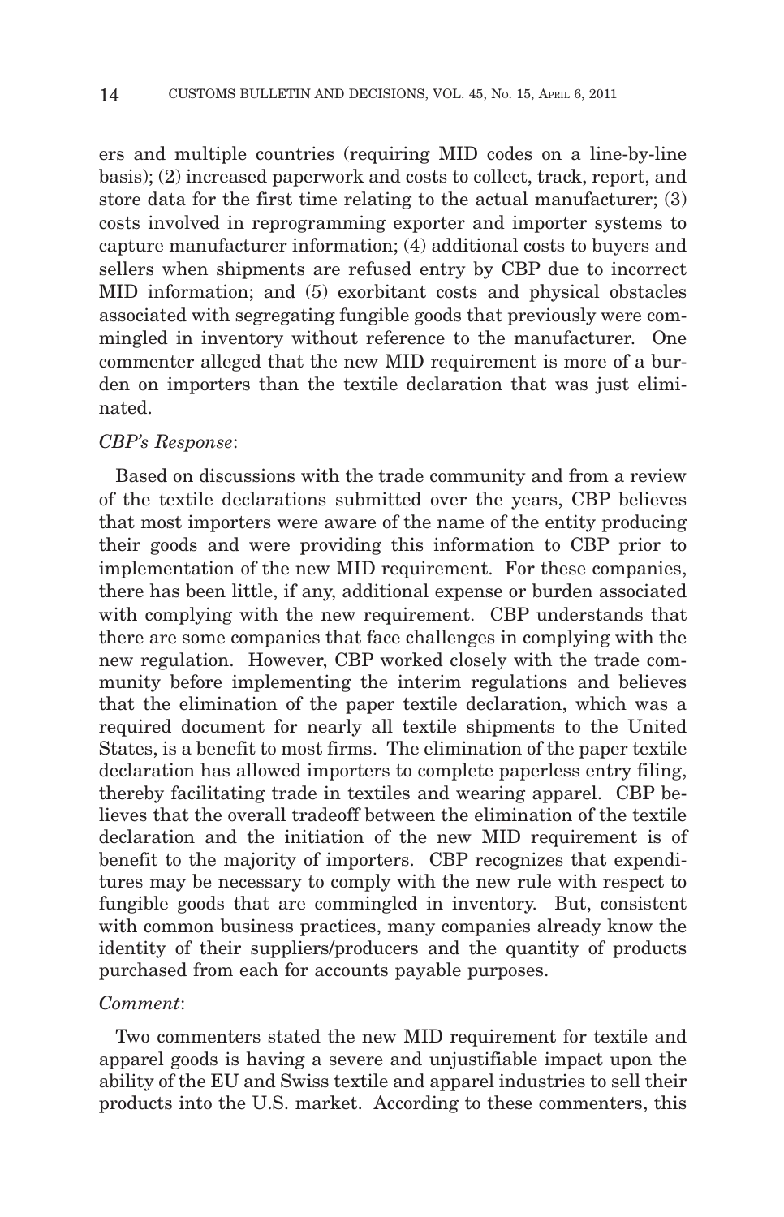ers and multiple countries (requiring MID codes on a line-by-line basis); (2) increased paperwork and costs to collect, track, report, and store data for the first time relating to the actual manufacturer; (3) costs involved in reprogramming exporter and importer systems to capture manufacturer information; (4) additional costs to buyers and sellers when shipments are refused entry by CBP due to incorrect MID information; and (5) exorbitant costs and physical obstacles associated with segregating fungible goods that previously were commingled in inventory without reference to the manufacturer. One commenter alleged that the new MID requirement is more of a burden on importers than the textile declaration that was just eliminated.

*CBP's Response*:

Based on discussions with the trade community and from a review of the textile declarations submitted over the years, CBP believes that most importers were aware of the name of the entity producing their goods and were providing this information to CBP prior to implementation of the new MID requirement. For these companies, there has been little, if any, additional expense or burden associated with complying with the new requirement. CBP understands that there are some companies that face challenges in complying with the new regulation. However, CBP worked closely with the trade community before implementing the interim regulations and believes that the elimination of the paper textile declaration, which was a required document for nearly all textile shipments to the United States, is a benefit to most firms. The elimination of the paper textile declaration has allowed importers to complete paperless entry filing, thereby facilitating trade in textiles and wearing apparel. CBP believes that the overall tradeoff between the elimination of the textile declaration and the initiation of the new MID requirement is of benefit to the majority of importers. CBP recognizes that expenditures may be necessary to comply with the new rule with respect to fungible goods that are commingled in inventory. But, consistent with common business practices, many companies already know the identity of their suppliers/producers and the quantity of products purchased from each for accounts payable purposes.

*Comment*:

Two commenters stated the new MID requirement for textile and apparel goods is having a severe and unjustifiable impact upon the ability of the EU and Swiss textile and apparel industries to sell their products into the U.S. market. According to these commenters, this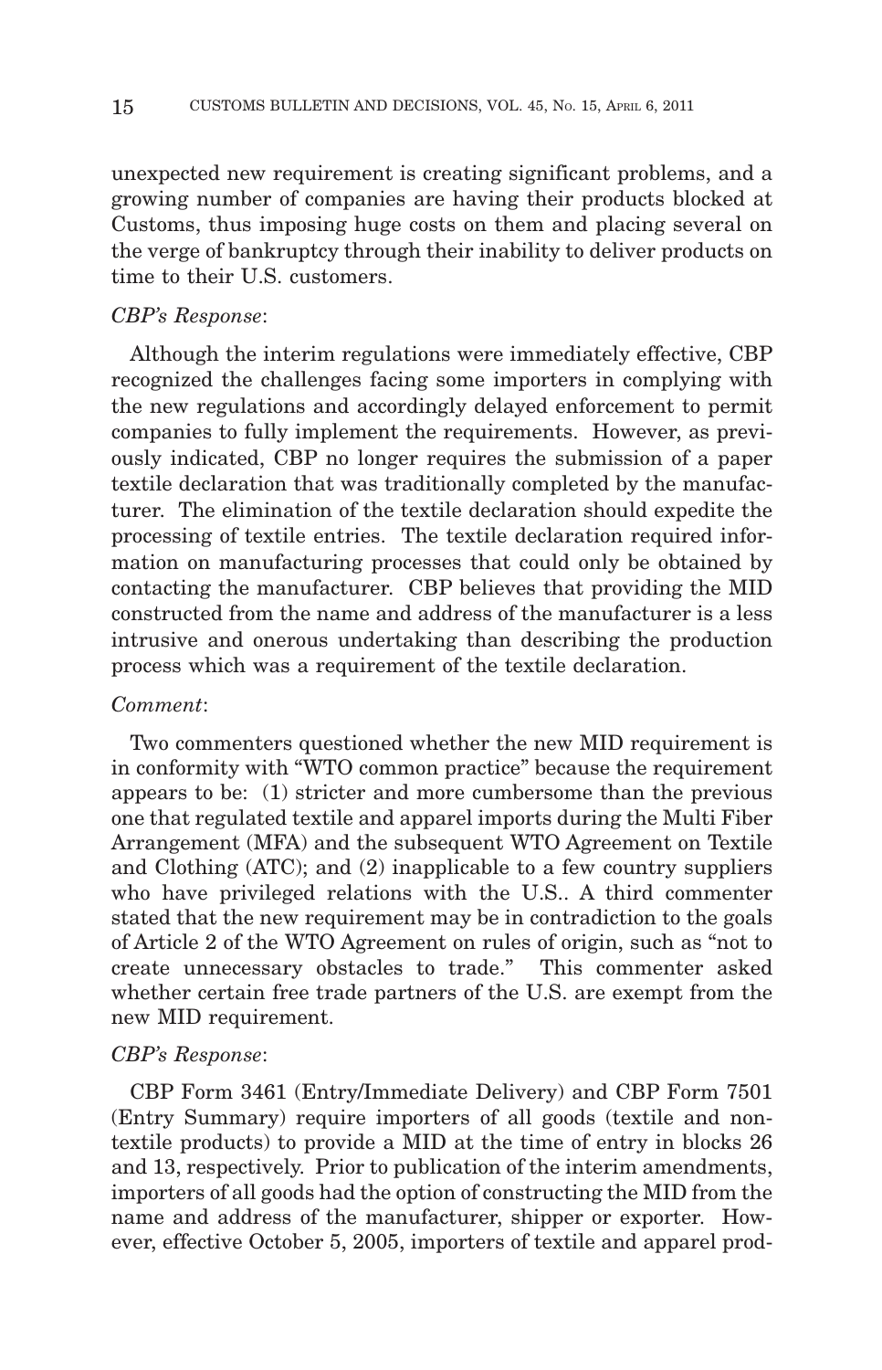unexpected new requirement is creating significant problems, and a growing number of companies are having their products blocked at Customs, thus imposing huge costs on them and placing several on the verge of bankruptcy through their inability to deliver products on time to their U.S. customers.

*CBP's Response*:

Although the interim regulations were immediately effective, CBP recognized the challenges facing some importers in complying with the new regulations and accordingly delayed enforcement to permit companies to fully implement the requirements. However, as previously indicated, CBP no longer requires the submission of a paper textile declaration that was traditionally completed by the manufacturer. The elimination of the textile declaration should expedite the processing of textile entries. The textile declaration required information on manufacturing processes that could only be obtained by contacting the manufacturer. CBP believes that providing the MID constructed from the name and address of the manufacturer is a less intrusive and onerous undertaking than describing the production process which was a requirement of the textile declaration.

*Comment*:

Two commenters questioned whether the new MID requirement is in conformity with "WTO common practice" because the requirement appears to be: (1) stricter and more cumbersome than the previous one that regulated textile and apparel imports during the Multi Fiber Arrangement (MFA) and the subsequent WTO Agreement on Textile and Clothing (ATC); and (2) inapplicable to a few country suppliers who have privileged relations with the U.S.. A third commenter stated that the new requirement may be in contradiction to the goals of Article 2 of the WTO Agreement on rules of origin, such as "not to create unnecessary obstacles to trade." This commenter asked whether certain free trade partners of the U.S. are exempt from the new MID requirement.

*CBP's Response*:

CBP Form 3461 (Entry/Immediate Delivery) and CBP Form 7501 (Entry Summary) require importers of all goods (textile and non-textile products) to provide a MID at the time of entry in blocks 26 and 13, respectively. Prior to publication of the interim amendments, importers of all goods had the option of constructing the MID from the name and address of the manufacturer, shipper or exporter. However, effective October 5, 2005, importers of textile and apparel prod-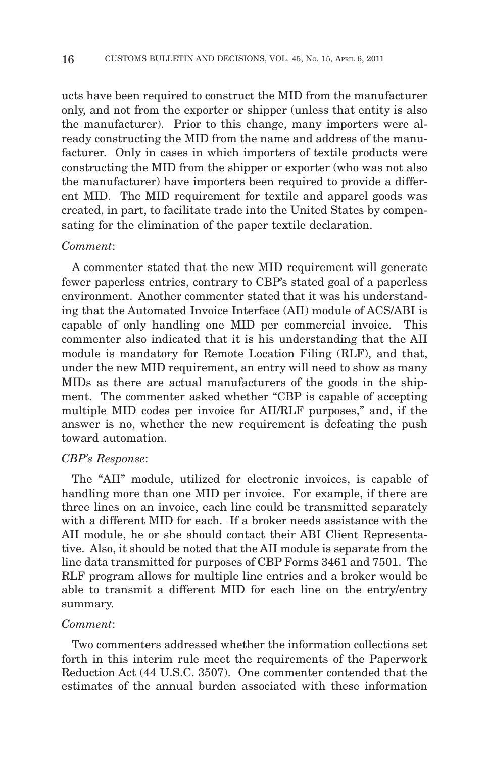ucts have been required to construct the MID from the manufacturer only, and not from the exporter or shipper (unless that entity is also the manufacturer). Prior to this change, many importers were already constructing the MID from the name and address of the manufacturer. Only in cases in which importers of textile products were constructing the MID from the shipper or exporter (who was not also the manufacturer) have importers been required to provide a different MID. The MID requirement for textile and apparel goods was created, in part, to facilitate trade into the United States by compensating for the elimination of the paper textile declaration.

*Comment*:

A commenter stated that the new MID requirement will generate fewer paperless entries, contrary to CBP's stated goal of a paperless environment. Another commenter stated that it was his understanding that the Automated Invoice Interface (AII) module of ACS/ABI is capable of only handling one MID per commercial invoice. This commenter also indicated that it is his understanding that the AII module is mandatory for Remote Location Filing (RLF), and that, under the new MID requirement, an entry will need to show as many MIDs as there are actual manufacturers of the goods in the shipment. The commenter asked whether "CBP is capable of accepting multiple MID codes per invoice for AII/RLF purposes," and, if the answer is no, whether the new requirement is defeating the push toward automation.

*CBP's Response*:

The "AII" module, utilized for electronic invoices, is capable of handling more than one MID per invoice. For example, if there are three lines on an invoice, each line could be transmitted separately with a different MID for each. If a broker needs assistance with the AII module, he or she should contact their ABI Client Representative. Also, it should be noted that the AII module is separate from the line data transmitted for purposes of CBP Forms 3461 and 7501. The RLF program allows for multiple line entries and a broker would be able to transmit a different MID for each line on the entry/entry summary.

*Comment*:

Two commenters addressed whether the information collections set forth in this interim rule meet the requirements of the Paperwork Reduction Act (44 U.S.C. 3507). One commenter contended that the estimates of the annual burden associated with these information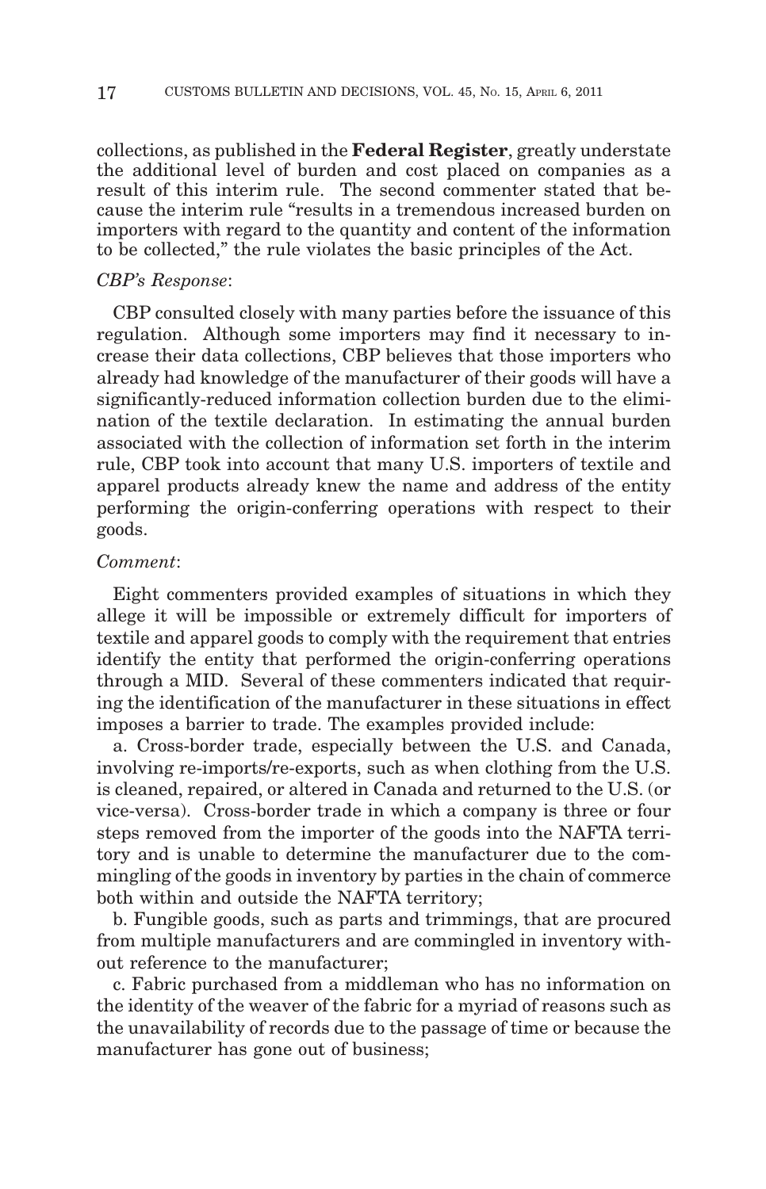collections, as published in the **Federal Register**, greatly understate the additional level of burden and cost placed on companies as a result of this interim rule. The second commenter stated that because the interim rule "results in a tremendous increased burden on importers with regard to the quantity and content of the information to be collected," the rule violates the basic principles of the Act.

*CBP's Response*:

CBP consulted closely with many parties before the issuance of this regulation. Although some importers may find it necessary to increase their data collections, CBP believes that those importers who already had knowledge of the manufacturer of their goods will have a significantly-reduced information collection burden due to the elimination of the textile declaration. In estimating the annual burden associated with the collection of information set forth in the interim rule, CBP took into account that many U.S. importers of textile and apparel products already knew the name and address of the entity performing the origin-conferring operations with respect to their goods.

*Comment*:

Eight commenters provided examples of situations in which they allege it will be impossible or extremely difficult for importers of textile and apparel goods to comply with the requirement that entries identify the entity that performed the origin-conferring operations through a MID. Several of these commenters indicated that requiring the identification of the manufacturer in these situations in effect imposes a barrier to trade. The examples provided include:

a. Cross-border trade, especially between the U.S. and Canada, involving re-imports/re-exports, such as when clothing from the U.S. is cleaned, repaired, or altered in Canada and returned to the U.S. (or vice-versa). Cross-border trade in which a company is three or four steps removed from the importer of the goods into the NAFTA territory and is unable to determine the manufacturer due to the commingling of the goods in inventory by parties in the chain of commerce both within and outside the NAFTA territory;

b. Fungible goods, such as parts and trimmings, that are procured from multiple manufacturers and are commingled in inventory without reference to the manufacturer;

c. Fabric purchased from a middleman who has no information on the identity of the weaver of the fabric for a myriad of reasons such as the unavailability of records due to the passage of time or because the manufacturer has gone out of business;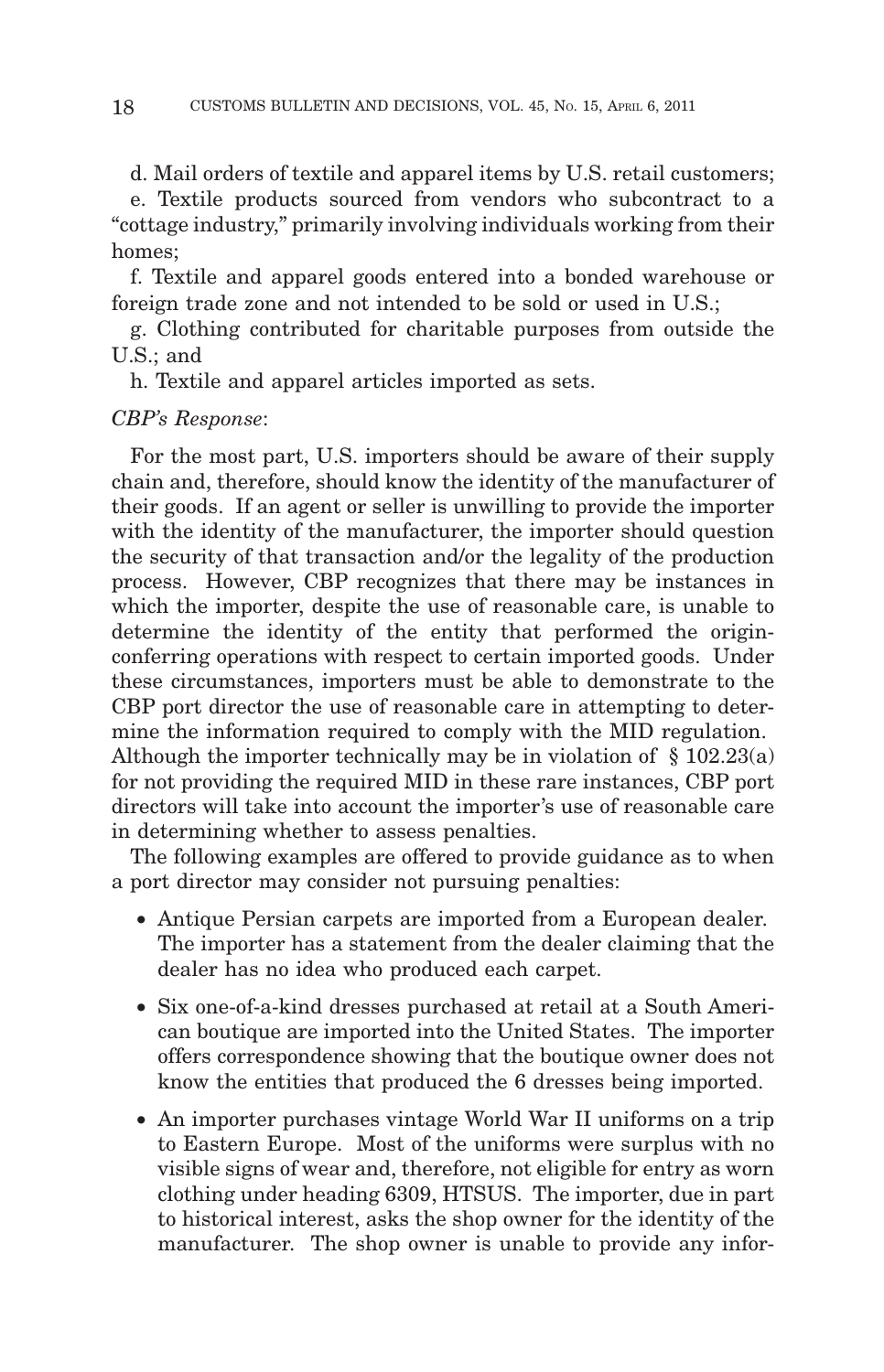d. Mail orders of textile and apparel items by U.S. retail customers;

e. Textile products sourced from vendors who subcontract to a "cottage industry," primarily involving individuals working from their homes;

f. Textile and apparel goods entered into a bonded warehouse or foreign trade zone and not intended to be sold or used in U.S.;

g. Clothing contributed for charitable purposes from outside the U.S.; and

h. Textile and apparel articles imported as sets.

*CBP's Response*:

For the most part, U.S. importers should be aware of their supply chain and, therefore, should know the identity of the manufacturer of their goods. If an agent or seller is unwilling to provide the importer with the identity of the manufacturer, the importer should question the security of that transaction and/or the legality of the production process. However, CBP recognizes that there may be instances in which the importer, despite the use of reasonable care, is unable to determine the identity of the entity that performed the origin-conferring operations with respect to certain imported goods. Under these circumstances, importers must be able to demonstrate to the CBP port director the use of reasonable care in attempting to determine the information required to comply with the MID regulation. Although the importer technically may be in violation of § 102.23(a) for not providing the required MID in these rare instances, CBP port directors will take into account the importer's use of reasonable care in determining whether to assess penalties.

The following examples are offered to provide guidance as to when a port director may consider not pursuing penalties:

- Antique Persian carpets are imported from a European dealer. The importer has a statement from the dealer claiming that the dealer has no idea who produced each carpet.
- Six one-of-a-kind dresses purchased at retail at a South American boutique are imported into the United States. The importer offers correspondence showing that the boutique owner does not know the entities that produced the 6 dresses being imported.
- An importer purchases vintage World War II uniforms on a trip to Eastern Europe. Most of the uniforms were surplus with no visible signs of wear and, therefore, not eligible for entry as worn clothing under heading 6309, HTSUS. The importer, due in part to historical interest, asks the shop owner for the identity of the manufacturer. The shop owner is unable to provide any infor-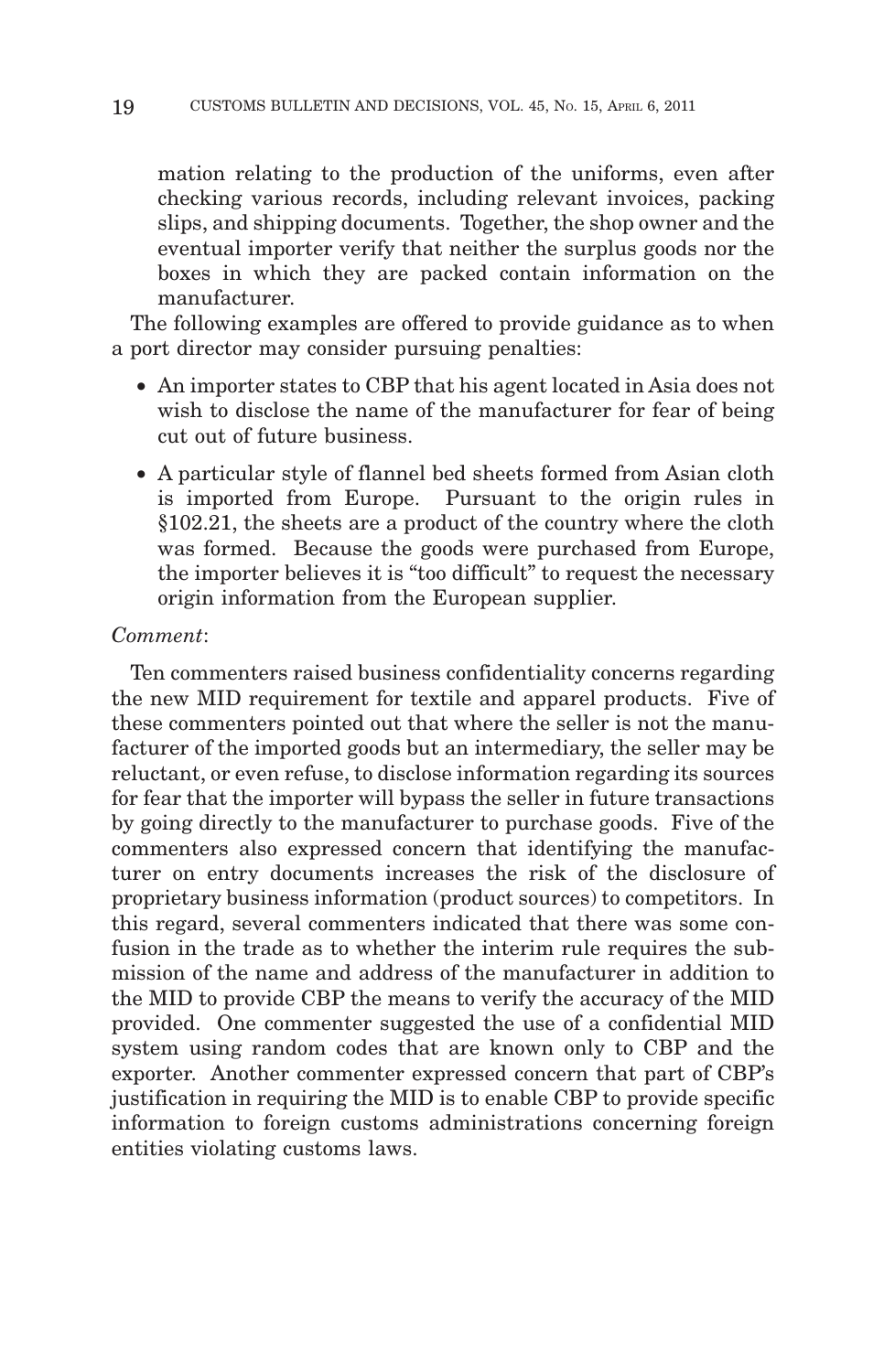mation relating to the production of the uniforms, even after checking various records, including relevant invoices, packing slips, and shipping documents. Together, the shop owner and the eventual importer verify that neither the surplus goods nor the boxes in which they are packed contain information on the manufacturer.

The following examples are offered to provide guidance as to when a port director may consider pursuing penalties:

- An importer states to CBP that his agent located in Asia does not wish to disclose the name of the manufacturer for fear of being cut out of future business.
- A particular style of flannel bed sheets formed from Asian cloth is imported from Europe. Pursuant to the origin rules in §102.21, the sheets are a product of the country where the cloth was formed. Because the goods were purchased from Europe, the importer believes it is "too difficult" to request the necessary origin information from the European supplier.

*Comment*:

Ten commenters raised business confidentiality concerns regarding the new MID requirement for textile and apparel products. Five of these commenters pointed out that where the seller is not the manufacturer of the imported goods but an intermediary, the seller may be reluctant, or even refuse, to disclose information regarding its sources for fear that the importer will bypass the seller in future transactions by going directly to the manufacturer to purchase goods. Five of the commenters also expressed concern that identifying the manufacturer on entry documents increases the risk of the disclosure of proprietary business information (product sources) to competitors. In this regard, several commenters indicated that there was some confusion in the trade as to whether the interim rule requires the submission of the name and address of the manufacturer in addition to the MID to provide CBP the means to verify the accuracy of the MID provided. One commenter suggested the use of a confidential MID system using random codes that are known only to CBP and the exporter. Another commenter expressed concern that part of CBP's justification in requiring the MID is to enable CBP to provide specific information to foreign customs administrations concerning foreign entities violating customs laws.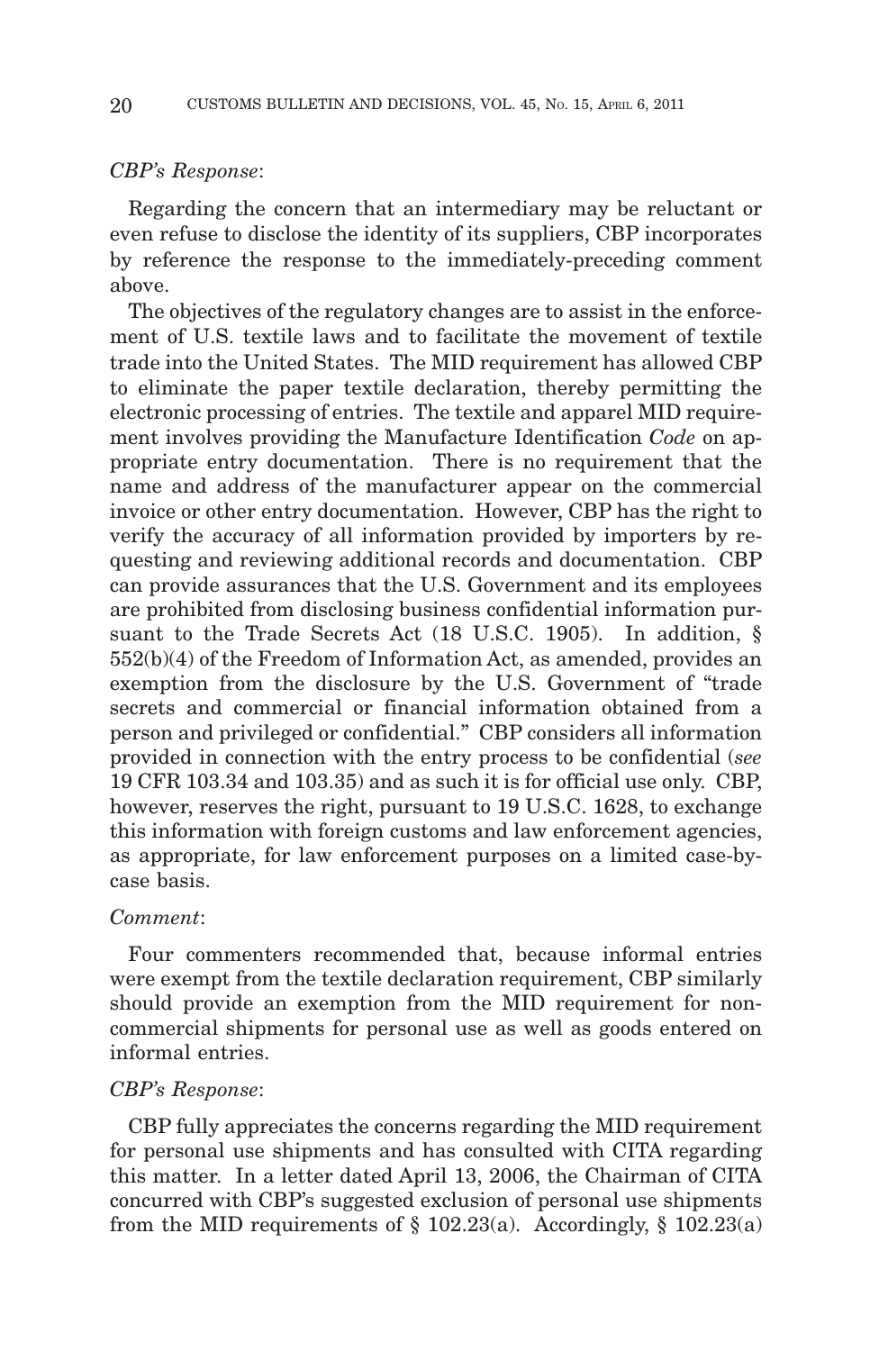*CBP's Response*:

Regarding the concern that an intermediary may be reluctant or even refuse to disclose the identity of its suppliers, CBP incorporates by reference the response to the immediately-preceding comment above.

The objectives of the regulatory changes are to assist in the enforcement of U.S. textile laws and to facilitate the movement of textile trade into the United States. The MID requirement has allowed CBP to eliminate the paper textile declaration, thereby permitting the electronic processing of entries. The textile and apparel MID requirement involves providing the Manufacture Identification *Code* on appropriate entry documentation. There is no requirement that the name and address of the manufacturer appear on the commercial invoice or other entry documentation. However, CBP has the right to verify the accuracy of all information provided by importers by requesting and reviewing additional records and documentation. CBP can provide assurances that the U.S. Government and its employees are prohibited from disclosing business confidential information pursuant to the Trade Secrets Act (18 U.S.C. 1905). In addition, § 552(b)(4) of the Freedom of Information Act, as amended, provides an exemption from the disclosure by the U.S. Government of "trade secrets and commercial or financial information obtained from a person and privileged or confidential." CBP considers all information provided in connection with the entry process to be confidential (*see* 19 CFR 103.34 and 103.35) and as such it is for official use only. CBP, however, reserves the right, pursuant to 19 U.S.C. 1628, to exchange this information with foreign customs and law enforcement agencies, as appropriate, for law enforcement purposes on a limited case-by-case basis.

*Comment*:

Four commenters recommended that, because informal entries were exempt from the textile declaration requirement, CBP similarly should provide an exemption from the MID requirement for non-commercial shipments for personal use as well as goods entered on informal entries.

*CBP's Response*:

CBP fully appreciates the concerns regarding the MID requirement for personal use shipments and has consulted with CITA regarding this matter. In a letter dated April 13, 2006, the Chairman of CITA concurred with CBP's suggested exclusion of personal use shipments from the MID requirements of § 102.23(a). Accordingly, § 102.23(a)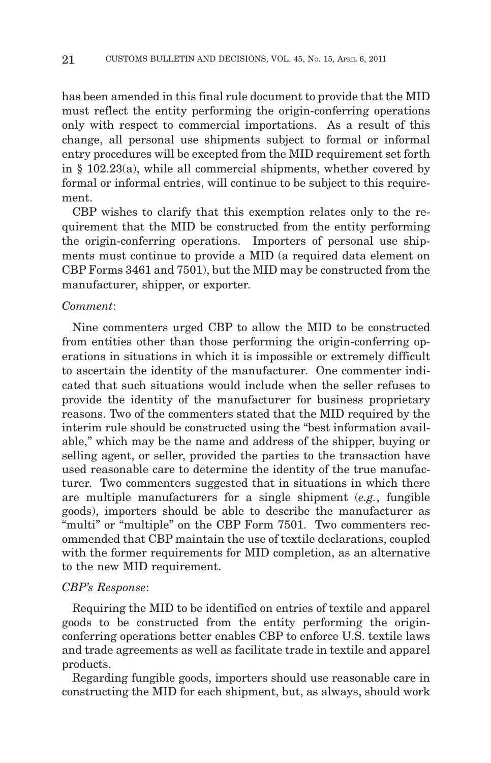has been amended in this final rule document to provide that the MID must reflect the entity performing the origin-conferring operations only with respect to commercial importations. As a result of this change, all personal use shipments subject to formal or informal entry procedures will be excepted from the MID requirement set forth in § 102.23(a), while all commercial shipments, whether covered by formal or informal entries, will continue to be subject to this requirement.

CBP wishes to clarify that this exemption relates only to the requirement that the MID be constructed from the entity performing the origin-conferring operations. Importers of personal use shipments must continue to provide a MID (a required data element on CBP Forms 3461 and 7501), but the MID may be constructed from the manufacturer, shipper, or exporter.

*Comment*:

Nine commenters urged CBP to allow the MID to be constructed from entities other than those performing the origin-conferring operations in situations in which it is impossible or extremely difficult to ascertain the identity of the manufacturer. One commenter indicated that such situations would include when the seller refuses to provide the identity of the manufacturer for business proprietary reasons. Two of the commenters stated that the MID required by the interim rule should be constructed using the "best information available," which may be the name and address of the shipper, buying or selling agent, or seller, provided the parties to the transaction have used reasonable care to determine the identity of the true manufacturer. Two commenters suggested that in situations in which there are multiple manufacturers for a single shipment (*e.g.*, fungible goods), importers should be able to describe the manufacturer as "multi" or "multiple" on the CBP Form 7501. Two commenters recommended that CBP maintain the use of textile declarations, coupled with the former requirements for MID completion, as an alternative to the new MID requirement.

*CBP's Response*:

Requiring the MID to be identified on entries of textile and apparel goods to be constructed from the entity performing the origin-conferring operations better enables CBP to enforce U.S. textile laws and trade agreements as well as facilitate trade in textile and apparel products.

Regarding fungible goods, importers should use reasonable care in constructing the MID for each shipment, but, as always, should work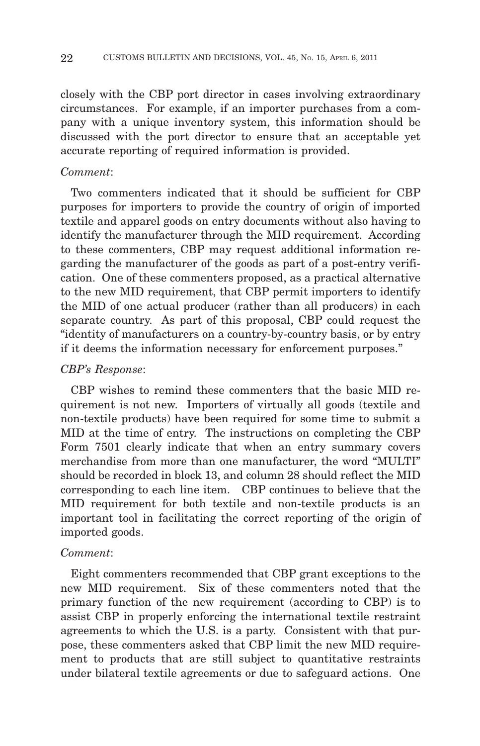closely with the CBP port director in cases involving extraordinary circumstances. For example, if an importer purchases from a company with a unique inventory system, this information should be discussed with the port director to ensure that an acceptable yet accurate reporting of required information is provided.

*Comment*:

Two commenters indicated that it should be sufficient for CBP purposes for importers to provide the country of origin of imported textile and apparel goods on entry documents without also having to identify the manufacturer through the MID requirement. According to these commenters, CBP may request additional information regarding the manufacturer of the goods as part of a post-entry verification. One of these commenters proposed, as a practical alternative to the new MID requirement, that CBP permit importers to identify the MID of one actual producer (rather than all producers) in each separate country. As part of this proposal, CBP could request the "identity of manufacturers on a country-by-country basis, or by entry if it deems the information necessary for enforcement purposes."

*CBP's Response*:

CBP wishes to remind these commenters that the basic MID requirement is not new. Importers of virtually all goods (textile and non-textile products) have been required for some time to submit a MID at the time of entry. The instructions on completing the CBP Form 7501 clearly indicate that when an entry summary covers merchandise from more than one manufacturer, the word "MULTI" should be recorded in block 13, and column 28 should reflect the MID corresponding to each line item. CBP continues to believe that the MID requirement for both textile and non-textile products is an important tool in facilitating the correct reporting of the origin of imported goods.

*Comment*:

Eight commenters recommended that CBP grant exceptions to the new MID requirement. Six of these commenters noted that the primary function of the new requirement (according to CBP) is to assist CBP in properly enforcing the international textile restraint agreements to which the U.S. is a party. Consistent with that purpose, these commenters asked that CBP limit the new MID requirement to products that are still subject to quantitative restraints under bilateral textile agreements or due to safeguard actions. One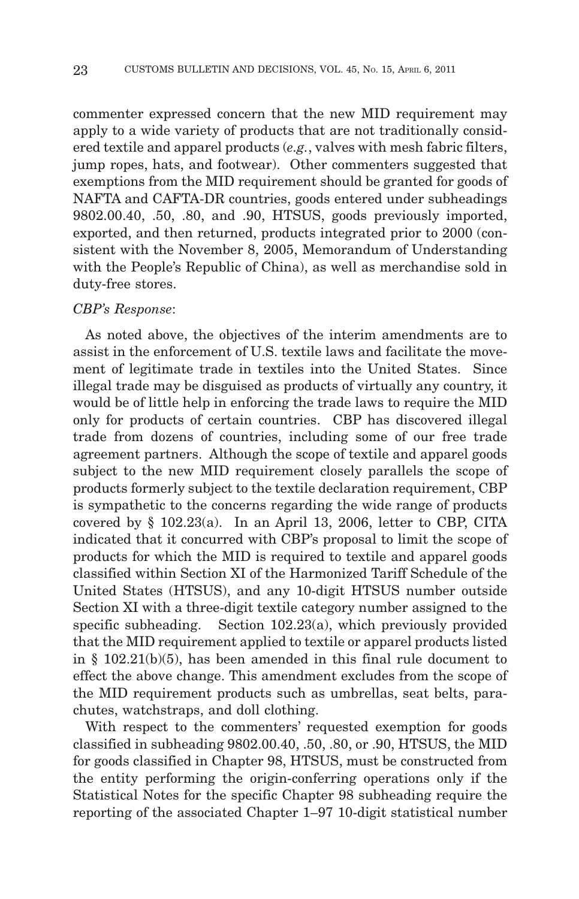commenter expressed concern that the new MID requirement may apply to a wide variety of products that are not traditionally considered textile and apparel products (*e.g.*, valves with mesh fabric filters, jump ropes, hats, and footwear). Other commenters suggested that exemptions from the MID requirement should be granted for goods of NAFTA and CAFTA-DR countries, goods entered under subheadings 9802.00.40, .50, .80, and .90, HTSUS, goods previously imported, exported, and then returned, products integrated prior to 2000 (consistent with the November 8, 2005, Memorandum of Understanding with the People's Republic of China), as well as merchandise sold in duty-free stores.

*CBP's Response*:

As noted above, the objectives of the interim amendments are to assist in the enforcement of U.S. textile laws and facilitate the movement of legitimate trade in textiles into the United States. Since illegal trade may be disguised as products of virtually any country, it would be of little help in enforcing the trade laws to require the MID only for products of certain countries. CBP has discovered illegal trade from dozens of countries, including some of our free trade agreement partners. Although the scope of textile and apparel goods subject to the new MID requirement closely parallels the scope of products formerly subject to the textile declaration requirement, CBP is sympathetic to the concerns regarding the wide range of products covered by § 102.23(a). In an April 13, 2006, letter to CBP, CITA indicated that it concurred with CBP's proposal to limit the scope of products for which the MID is required to textile and apparel goods classified within Section XI of the Harmonized Tariff Schedule of the United States (HTSUS), and any 10-digit HTSUS number outside Section XI with a three-digit textile category number assigned to the specific subheading. Section 102.23(a), which previously provided that the MID requirement applied to textile or apparel products listed in § 102.21(b)(5), has been amended in this final rule document to effect the above change. This amendment excludes from the scope of the MID requirement products such as umbrellas, seat belts, parachutes, watchstraps, and doll clothing.

With respect to the commenters' requested exemption for goods classified in subheading 9802.00.40, .50, .80, or .90, HTSUS, the MID for goods classified in Chapter 98, HTSUS, must be constructed from the entity performing the origin-conferring operations only if the Statistical Notes for the specific Chapter 98 subheading require the reporting of the associated Chapter 1–97 10-digit statistical number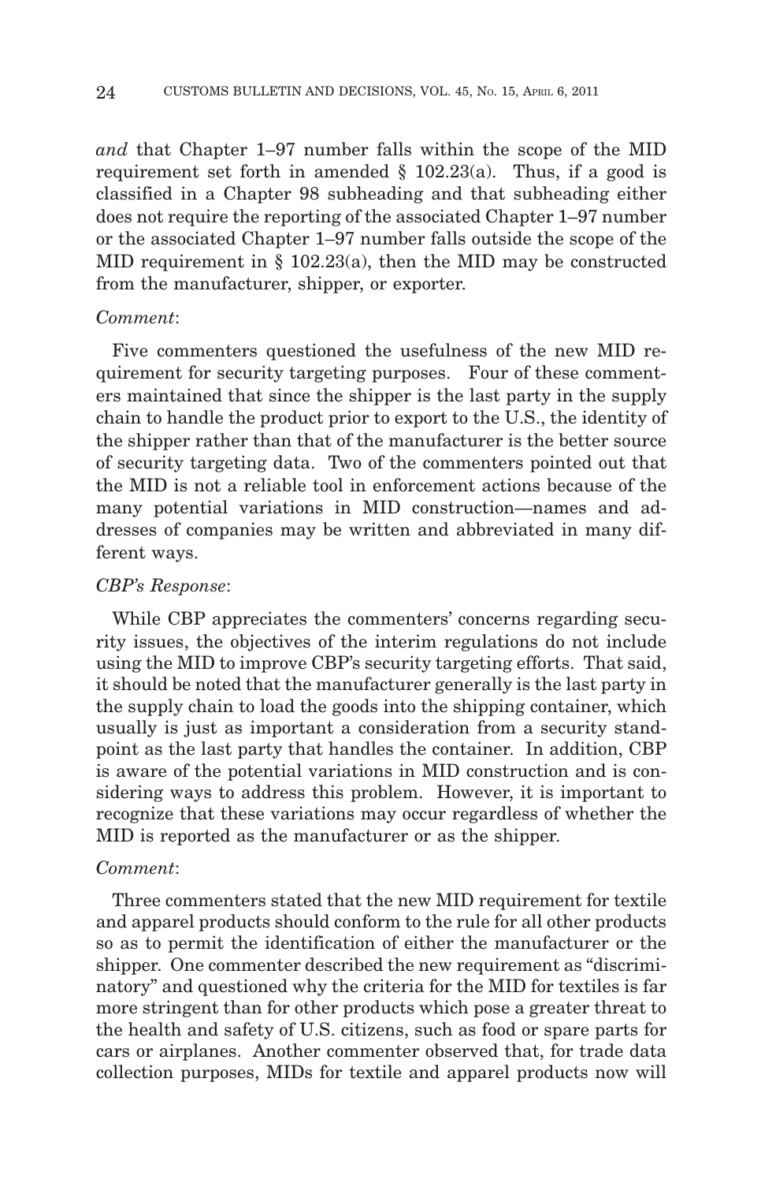*and* that Chapter 1–97 number falls within the scope of the MID requirement set forth in amended § 102.23(a). Thus, if a good is classified in a Chapter 98 subheading and that subheading either does not require the reporting of the associated Chapter 1–97 number or the associated Chapter 1–97 number falls outside the scope of the MID requirement in § 102.23(a), then the MID may be constructed from the manufacturer, shipper, or exporter.

*Comment*:

Five commenters questioned the usefulness of the new MID requirement for security targeting purposes. Four of these commenters maintained that since the shipper is the last party in the supply chain to handle the product prior to export to the U.S., the identity of the shipper rather than that of the manufacturer is the better source of security targeting data. Two of the commenters pointed out that the MID is not a reliable tool in enforcement actions because of the many potential variations in MID construction—names and addresses of companies may be written and abbreviated in many different ways.

*CBP's Response*:

While CBP appreciates the commenters' concerns regarding security issues, the objectives of the interim regulations do not include using the MID to improve CBP's security targeting efforts. That said, it should be noted that the manufacturer generally is the last party in the supply chain to load the goods into the shipping container, which usually is just as important a consideration from a security standpoint as the last party that handles the container. In addition, CBP is aware of the potential variations in MID construction and is considering ways to address this problem. However, it is important to recognize that these variations may occur regardless of whether the MID is reported as the manufacturer or as the shipper.

*Comment*:

Three commenters stated that the new MID requirement for textile and apparel products should conform to the rule for all other products so as to permit the identification of either the manufacturer or the shipper. One commenter described the new requirement as "discriminatory" and questioned why the criteria for the MID for textiles is far more stringent than for other products which pose a greater threat to the health and safety of U.S. citizens, such as food or spare parts for cars or airplanes. Another commenter observed that, for trade data collection purposes, MIDs for textile and apparel products now will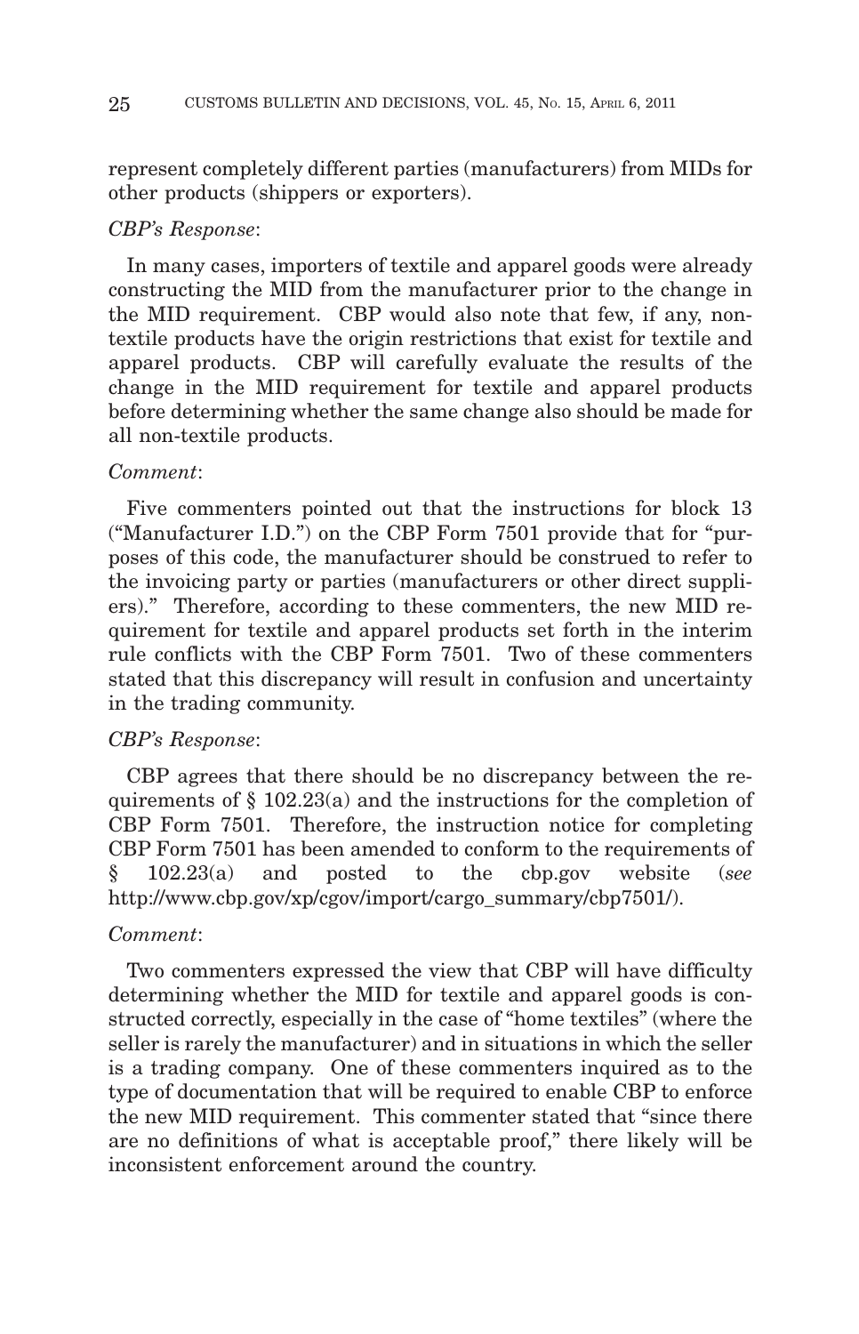represent completely different parties (manufacturers) from MIDs for other products (shippers or exporters).

*CBP's Response*:

In many cases, importers of textile and apparel goods were already constructing the MID from the manufacturer prior to the change in the MID requirement. CBP would also note that few, if any, non-textile products have the origin restrictions that exist for textile and apparel products. CBP will carefully evaluate the results of the change in the MID requirement for textile and apparel products before determining whether the same change also should be made for all non-textile products.

*Comment*:

Five commenters pointed out that the instructions for block 13 ("Manufacturer I.D.") on the CBP Form 7501 provide that for "purposes of this code, the manufacturer should be construed to refer to the invoicing party or parties (manufacturers or other direct suppliers)." Therefore, according to these commenters, the new MID requirement for textile and apparel products set forth in the interim rule conflicts with the CBP Form 7501. Two of these commenters stated that this discrepancy will result in confusion and uncertainty in the trading community.

*CBP's Response*:

CBP agrees that there should be no discrepancy between the requirements of § 102.23(a) and the instructions for the completion of CBP Form 7501. Therefore, the instruction notice for completing CBP Form 7501 has been amended to conform to the requirements of § 102.23(a) and posted to the cbp.gov website (*see* http://www.cbp.gov/xp/cgov/import/cargo_summary/cbp7501/).

*Comment*:

Two commenters expressed the view that CBP will have difficulty determining whether the MID for textile and apparel goods is constructed correctly, especially in the case of "home textiles" (where the seller is rarely the manufacturer) and in situations in which the seller is a trading company. One of these commenters inquired as to the type of documentation that will be required to enable CBP to enforce the new MID requirement. This commenter stated that "since there are no definitions of what is acceptable proof," there likely will be inconsistent enforcement around the country.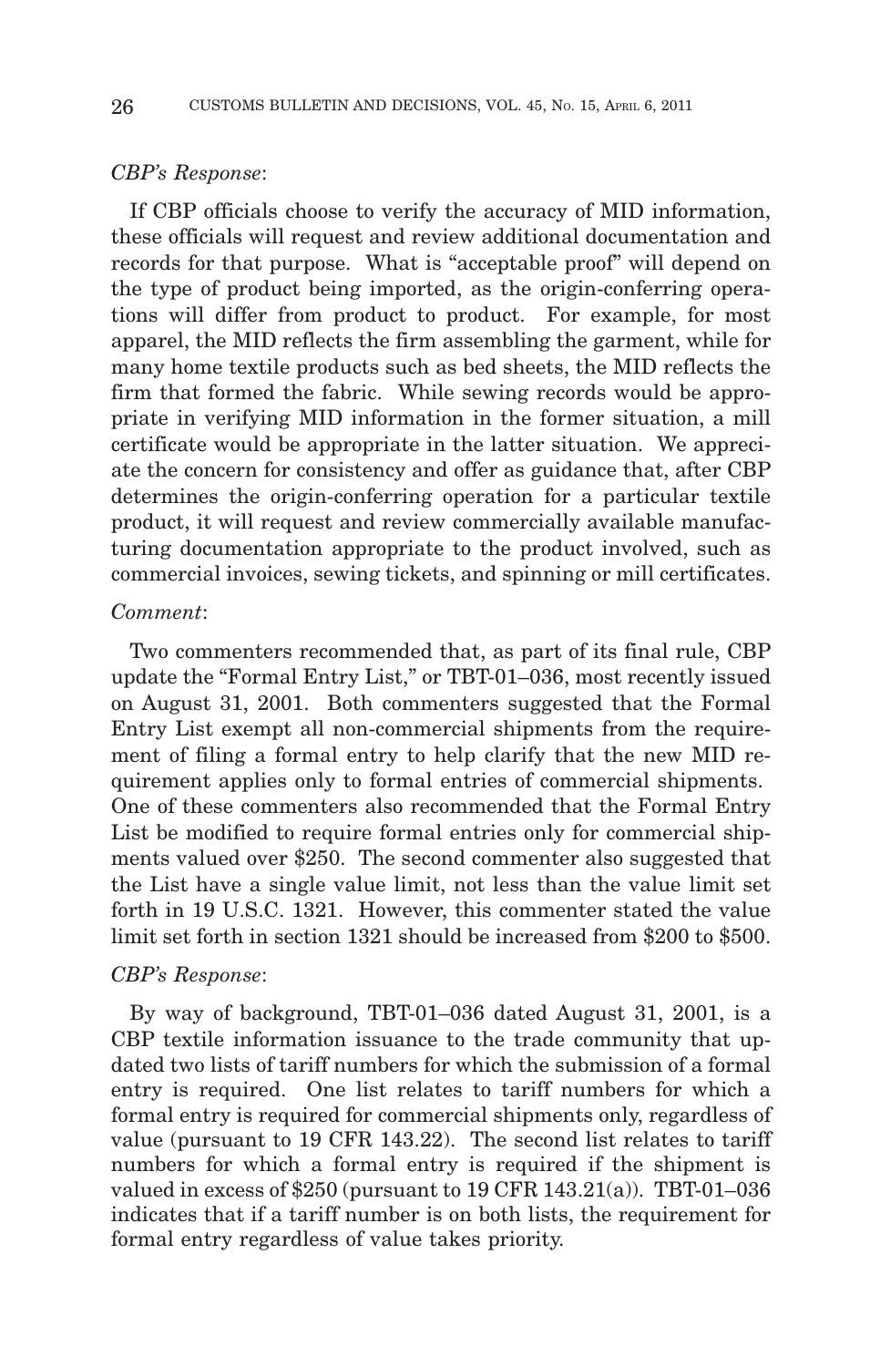*CBP's Response*:

If CBP officials choose to verify the accuracy of MID information, these officials will request and review additional documentation and records for that purpose. What is "acceptable proof" will depend on the type of product being imported, as the origin-conferring operations will differ from product to product. For example, for most apparel, the MID reflects the firm assembling the garment, while for many home textile products such as bed sheets, the MID reflects the firm that formed the fabric. While sewing records would be appropriate in verifying MID information in the former situation, a mill certificate would be appropriate in the latter situation. We appreciate the concern for consistency and offer as guidance that, after CBP determines the origin-conferring operation for a particular textile product, it will request and review commercially available manufacturing documentation appropriate to the product involved, such as commercial invoices, sewing tickets, and spinning or mill certificates.

*Comment*:

Two commenters recommended that, as part of its final rule, CBP update the "Formal Entry List," or TBT-01–036, most recently issued on August 31, 2001. Both commenters suggested that the Formal Entry List exempt all non-commercial shipments from the requirement of filing a formal entry to help clarify that the new MID requirement applies only to formal entries of commercial shipments. One of these commenters also recommended that the Formal Entry List be modified to require formal entries only for commercial shipments valued over $250. The second commenter also suggested that the List have a single value limit, not less than the value limit set forth in 19 U.S.C. 1321. However, this commenter stated the value limit set forth in section 1321 should be increased from $200 to $500.

*CBP's Response*:

By way of background, TBT-01–036 dated August 31, 2001, is a CBP textile information issuance to the trade community that updated two lists of tariff numbers for which the submission of a formal entry is required. One list relates to tariff numbers for which a formal entry is required for commercial shipments only, regardless of value (pursuant to 19 CFR 143.22). The second list relates to tariff numbers for which a formal entry is required if the shipment is valued in excess of $250 (pursuant to 19 CFR 143.21(a)). TBT-01–036 indicates that if a tariff number is on both lists, the requirement for formal entry regardless of value takes priority.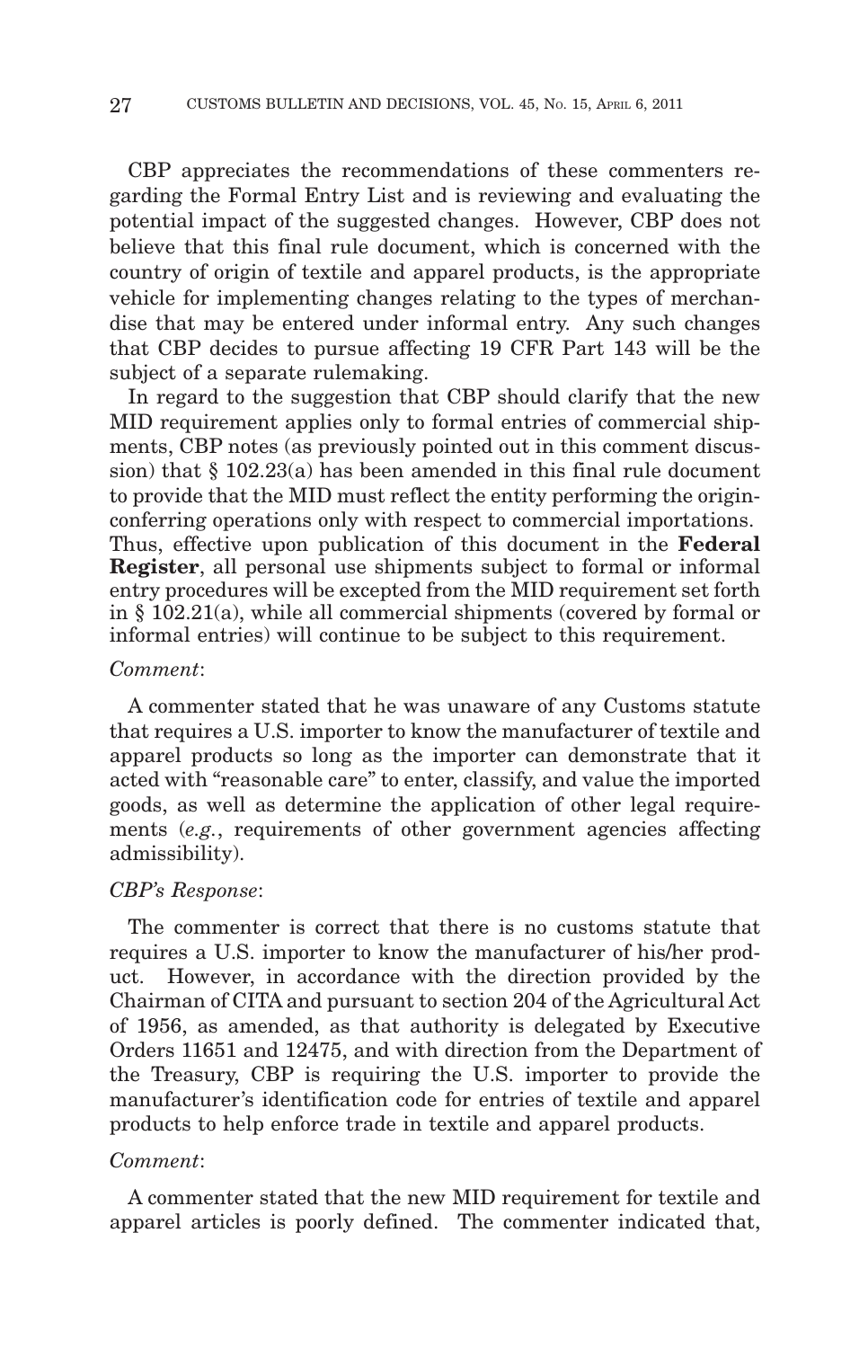CBP appreciates the recommendations of these commenters regarding the Formal Entry List and is reviewing and evaluating the potential impact of the suggested changes. However, CBP does not believe that this final rule document, which is concerned with the country of origin of textile and apparel products, is the appropriate vehicle for implementing changes relating to the types of merchandise that may be entered under informal entry. Any such changes that CBP decides to pursue affecting 19 CFR Part 143 will be the subject of a separate rulemaking.

In regard to the suggestion that CBP should clarify that the new MID requirement applies only to formal entries of commercial shipments, CBP notes (as previously pointed out in this comment discussion) that § 102.23(a) has been amended in this final rule document to provide that the MID must reflect the entity performing the origin-conferring operations only with respect to commercial importations. Thus, effective upon publication of this document in the **Federal Register**, all personal use shipments subject to formal or informal entry procedures will be excepted from the MID requirement set forth in § 102.21(a), while all commercial shipments (covered by formal or informal entries) will continue to be subject to this requirement.

*Comment*:

A commenter stated that he was unaware of any Customs statute that requires a U.S. importer to know the manufacturer of textile and apparel products so long as the importer can demonstrate that it acted with "reasonable care" to enter, classify, and value the imported goods, as well as determine the application of other legal requirements (*e.g.*, requirements of other government agencies affecting admissibility).

*CBP's Response*:

The commenter is correct that there is no customs statute that requires a U.S. importer to know the manufacturer of his/her product. However, in accordance with the direction provided by the Chairman of CITA and pursuant to section 204 of the Agricultural Act of 1956, as amended, as that authority is delegated by Executive Orders 11651 and 12475, and with direction from the Department of the Treasury, CBP is requiring the U.S. importer to provide the manufacturer's identification code for entries of textile and apparel products to help enforce trade in textile and apparel products.

*Comment*:

A commenter stated that the new MID requirement for textile and apparel articles is poorly defined. The commenter indicated that,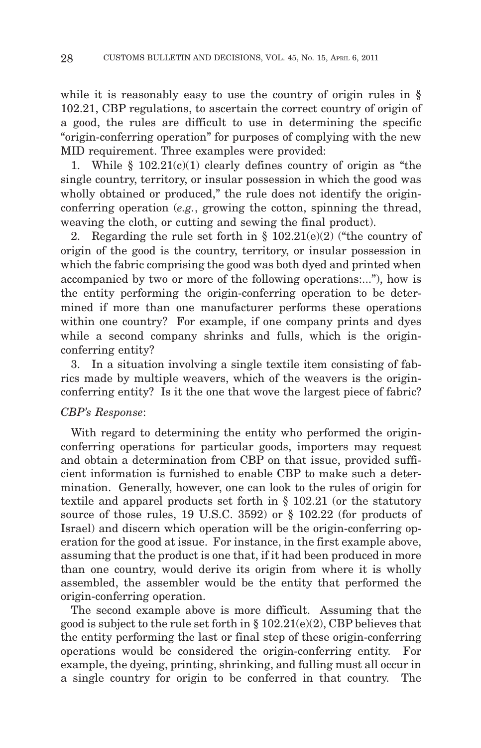while it is reasonably easy to use the country of origin rules in § 102.21, CBP regulations, to ascertain the correct country of origin of a good, the rules are difficult to use in determining the specific "origin-conferring operation" for purposes of complying with the new MID requirement. Three examples were provided:

1. While § 102.21(c)(1) clearly defines country of origin as "the single country, territory, or insular possession in which the good was wholly obtained or produced," the rule does not identify the origin-conferring operation (*e.g.*, growing the cotton, spinning the thread, weaving the cloth, or cutting and sewing the final product).

2. Regarding the rule set forth in § 102.21(e)(2) ("the country of origin of the good is the country, territory, or insular possession in which the fabric comprising the good was both dyed and printed when accompanied by two or more of the following operations:..."), how is the entity performing the origin-conferring operation to be determined if more than one manufacturer performs these operations within one country? For example, if one company prints and dyes while a second company shrinks and fulls, which is the origin-conferring entity?

3. In a situation involving a single textile item consisting of fabrics made by multiple weavers, which of the weavers is the origin-conferring entity? Is it the one that wove the largest piece of fabric?

*CBP's Response*:

With regard to determining the entity who performed the origin-conferring operations for particular goods, importers may request and obtain a determination from CBP on that issue, provided sufficient information is furnished to enable CBP to make such a determination. Generally, however, one can look to the rules of origin for textile and apparel products set forth in § 102.21 (or the statutory source of those rules, 19 U.S.C. 3592) or § 102.22 (for products of Israel) and discern which operation will be the origin-conferring operation for the good at issue. For instance, in the first example above, assuming that the product is one that, if it had been produced in more than one country, would derive its origin from where it is wholly assembled, the assembler would be the entity that performed the origin-conferring operation.

The second example above is more difficult. Assuming that the good is subject to the rule set forth in § 102.21(e)(2), CBP believes that the entity performing the last or final step of these origin-conferring operations would be considered the origin-conferring entity. For example, the dyeing, printing, shrinking, and fulling must all occur in a single country for origin to be conferred in that country. The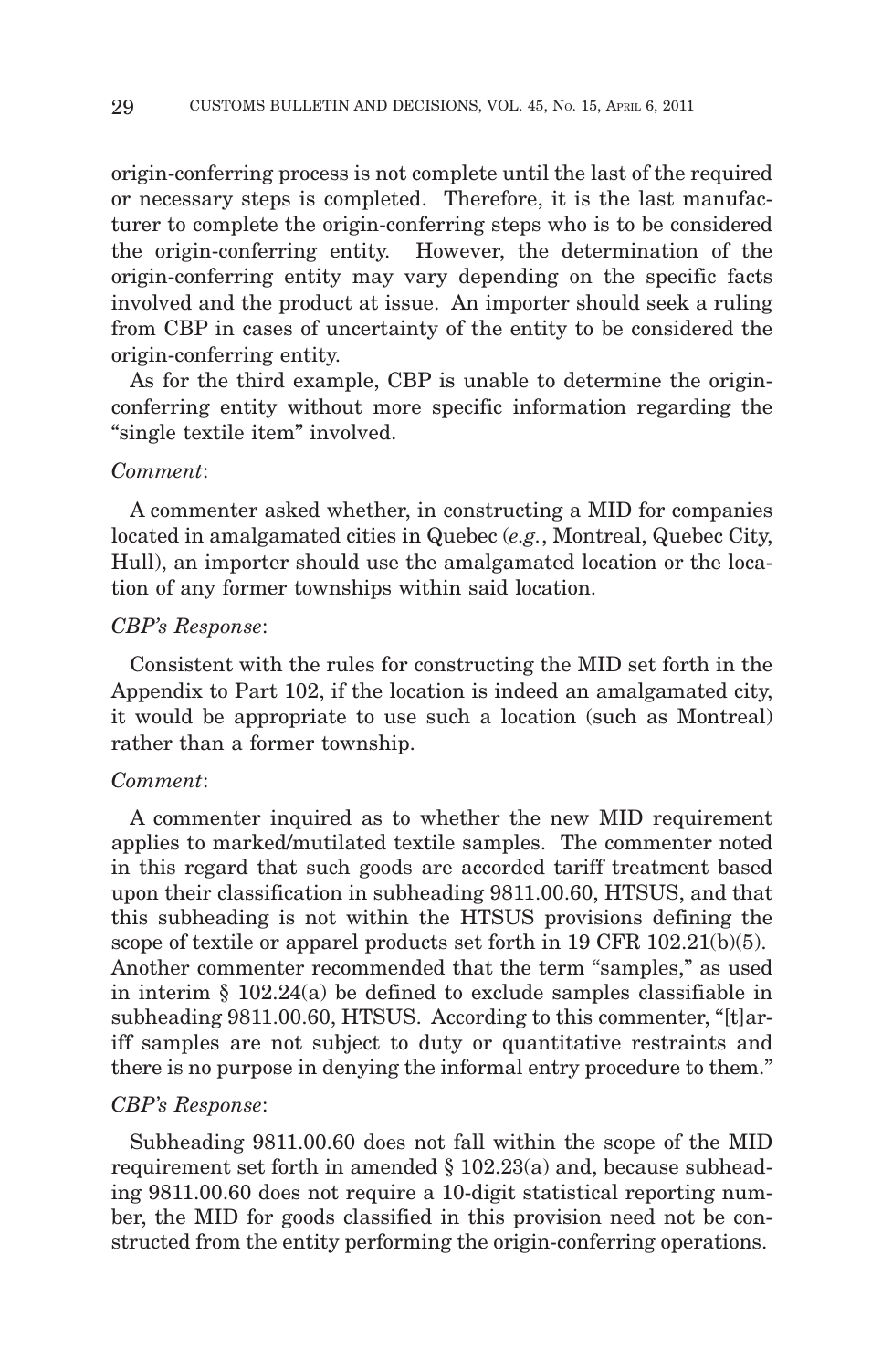origin-conferring process is not complete until the last of the required or necessary steps is completed. Therefore, it is the last manufacturer to complete the origin-conferring steps who is to be considered the origin-conferring entity. However, the determination of the origin-conferring entity may vary depending on the specific facts involved and the product at issue. An importer should seek a ruling from CBP in cases of uncertainty of the entity to be considered the origin-conferring entity.

As for the third example, CBP is unable to determine the origin-conferring entity without more specific information regarding the "single textile item" involved.

*Comment*:

A commenter asked whether, in constructing a MID for companies located in amalgamated cities in Quebec (*e.g.*, Montreal, Quebec City, Hull), an importer should use the amalgamated location or the location of any former townships within said location.

*CBP's Response*:

Consistent with the rules for constructing the MID set forth in the Appendix to Part 102, if the location is indeed an amalgamated city, it would be appropriate to use such a location (such as Montreal) rather than a former township.

*Comment*:

A commenter inquired as to whether the new MID requirement applies to marked/mutilated textile samples. The commenter noted in this regard that such goods are accorded tariff treatment based upon their classification in subheading 9811.00.60, HTSUS, and that this subheading is not within the HTSUS provisions defining the scope of textile or apparel products set forth in 19 CFR 102.21(b)(5). Another commenter recommended that the term "samples," as used in interim § 102.24(a) be defined to exclude samples classifiable in subheading 9811.00.60, HTSUS. According to this commenter, "[t]ariff samples are not subject to duty or quantitative restraints and there is no purpose in denying the informal entry procedure to them."

*CBP's Response*:

Subheading 9811.00.60 does not fall within the scope of the MID requirement set forth in amended § 102.23(a) and, because subheading 9811.00.60 does not require a 10-digit statistical reporting number, the MID for goods classified in this provision need not be constructed from the entity performing the origin-conferring operations.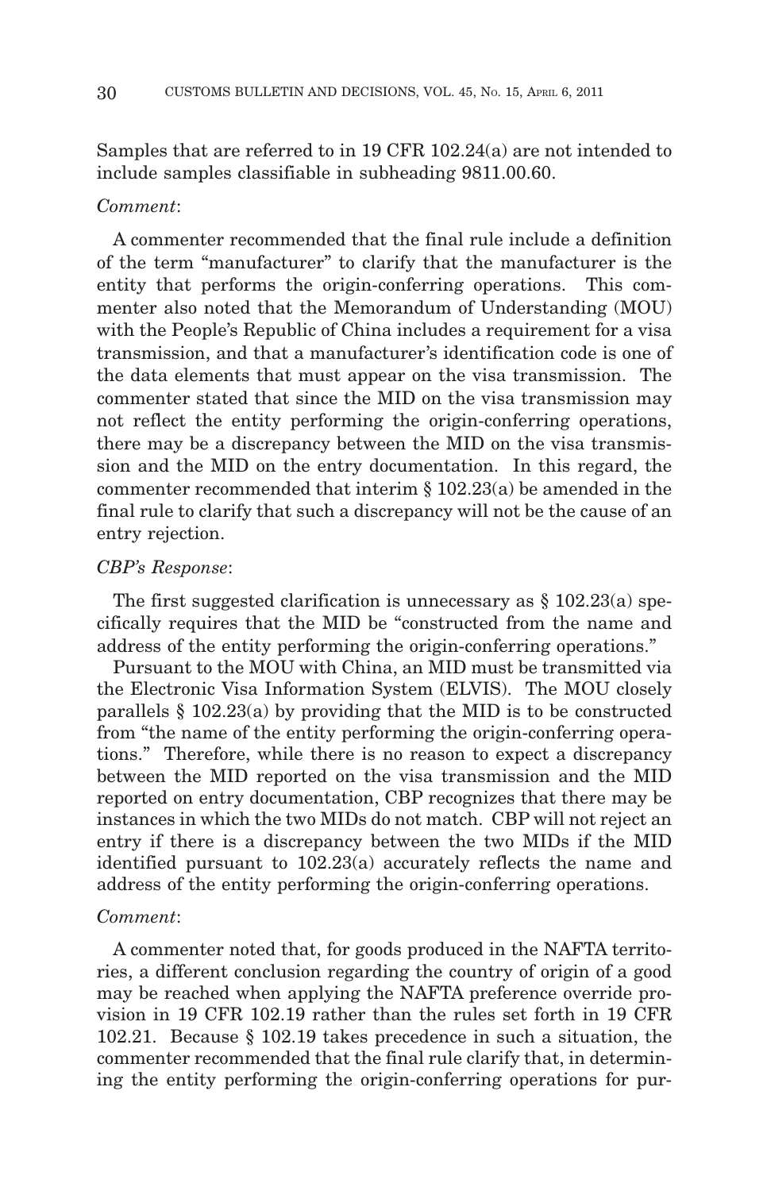Samples that are referred to in 19 CFR 102.24(a) are not intended to include samples classifiable in subheading 9811.00.60.

*Comment*:

A commenter recommended that the final rule include a definition of the term "manufacturer" to clarify that the manufacturer is the entity that performs the origin-conferring operations. This commenter also noted that the Memorandum of Understanding (MOU) with the People's Republic of China includes a requirement for a visa transmission, and that a manufacturer's identification code is one of the data elements that must appear on the visa transmission. The commenter stated that since the MID on the visa transmission may not reflect the entity performing the origin-conferring operations, there may be a discrepancy between the MID on the visa transmission and the MID on the entry documentation. In this regard, the commenter recommended that interim § 102.23(a) be amended in the final rule to clarify that such a discrepancy will not be the cause of an entry rejection.

*CBP's Response*:

The first suggested clarification is unnecessary as § 102.23(a) specifically requires that the MID be "constructed from the name and address of the entity performing the origin-conferring operations."

Pursuant to the MOU with China, an MID must be transmitted via the Electronic Visa Information System (ELVIS). The MOU closely parallels § 102.23(a) by providing that the MID is to be constructed from "the name of the entity performing the origin-conferring operations." Therefore, while there is no reason to expect a discrepancy between the MID reported on the visa transmission and the MID reported on entry documentation, CBP recognizes that there may be instances in which the two MIDs do not match. CBP will not reject an entry if there is a discrepancy between the two MIDs if the MID identified pursuant to 102.23(a) accurately reflects the name and address of the entity performing the origin-conferring operations.

*Comment*:

A commenter noted that, for goods produced in the NAFTA territories, a different conclusion regarding the country of origin of a good may be reached when applying the NAFTA preference override provision in 19 CFR 102.19 rather than the rules set forth in 19 CFR 102.21. Because § 102.19 takes precedence in such a situation, the commenter recommended that the final rule clarify that, in determining the entity performing the origin-conferring operations for pur-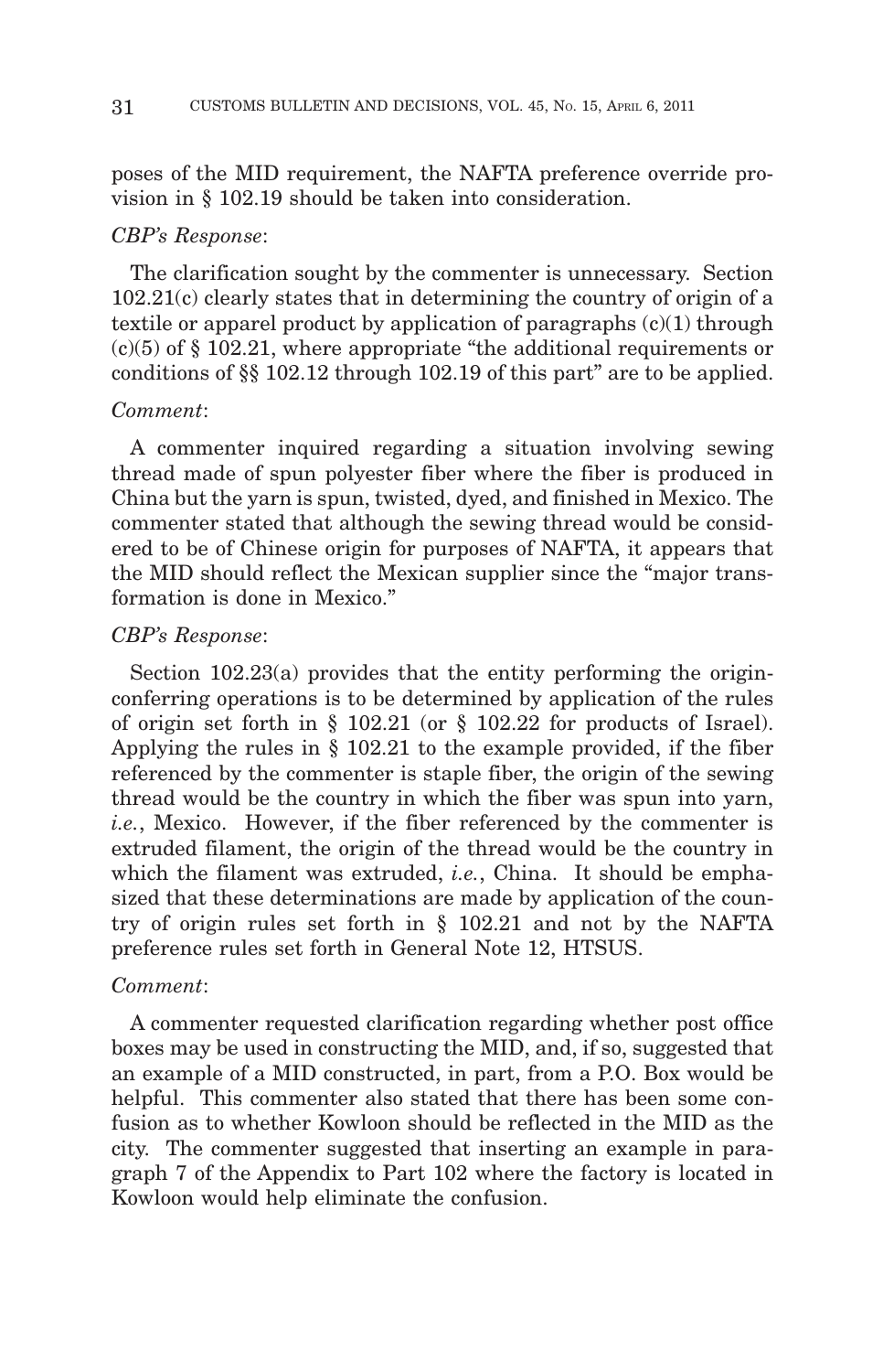poses of the MID requirement, the NAFTA preference override provision in § 102.19 should be taken into consideration.

*CBP's Response*:

The clarification sought by the commenter is unnecessary. Section 102.21(c) clearly states that in determining the country of origin of a textile or apparel product by application of paragraphs (c)(1) through (c)(5) of § 102.21, where appropriate "the additional requirements or conditions of §§ 102.12 through 102.19 of this part" are to be applied.

*Comment*:

A commenter inquired regarding a situation involving sewing thread made of spun polyester fiber where the fiber is produced in China but the yarn is spun, twisted, dyed, and finished in Mexico. The commenter stated that although the sewing thread would be considered to be of Chinese origin for purposes of NAFTA, it appears that the MID should reflect the Mexican supplier since the "major transformation is done in Mexico."

*CBP's Response*:

Section 102.23(a) provides that the entity performing the origin-conferring operations is to be determined by application of the rules of origin set forth in § 102.21 (or § 102.22 for products of Israel). Applying the rules in § 102.21 to the example provided, if the fiber referenced by the commenter is staple fiber, the origin of the sewing thread would be the country in which the fiber was spun into yarn, *i.e.*, Mexico. However, if the fiber referenced by the commenter is extruded filament, the origin of the thread would be the country in which the filament was extruded, *i.e.*, China. It should be emphasized that these determinations are made by application of the country of origin rules set forth in § 102.21 and not by the NAFTA preference rules set forth in General Note 12, HTSUS.

*Comment*:

A commenter requested clarification regarding whether post office boxes may be used in constructing the MID, and, if so, suggested that an example of a MID constructed, in part, from a P.O. Box would be helpful. This commenter also stated that there has been some confusion as to whether Kowloon should be reflected in the MID as the city. The commenter suggested that inserting an example in paragraph 7 of the Appendix to Part 102 where the factory is located in Kowloon would help eliminate the confusion.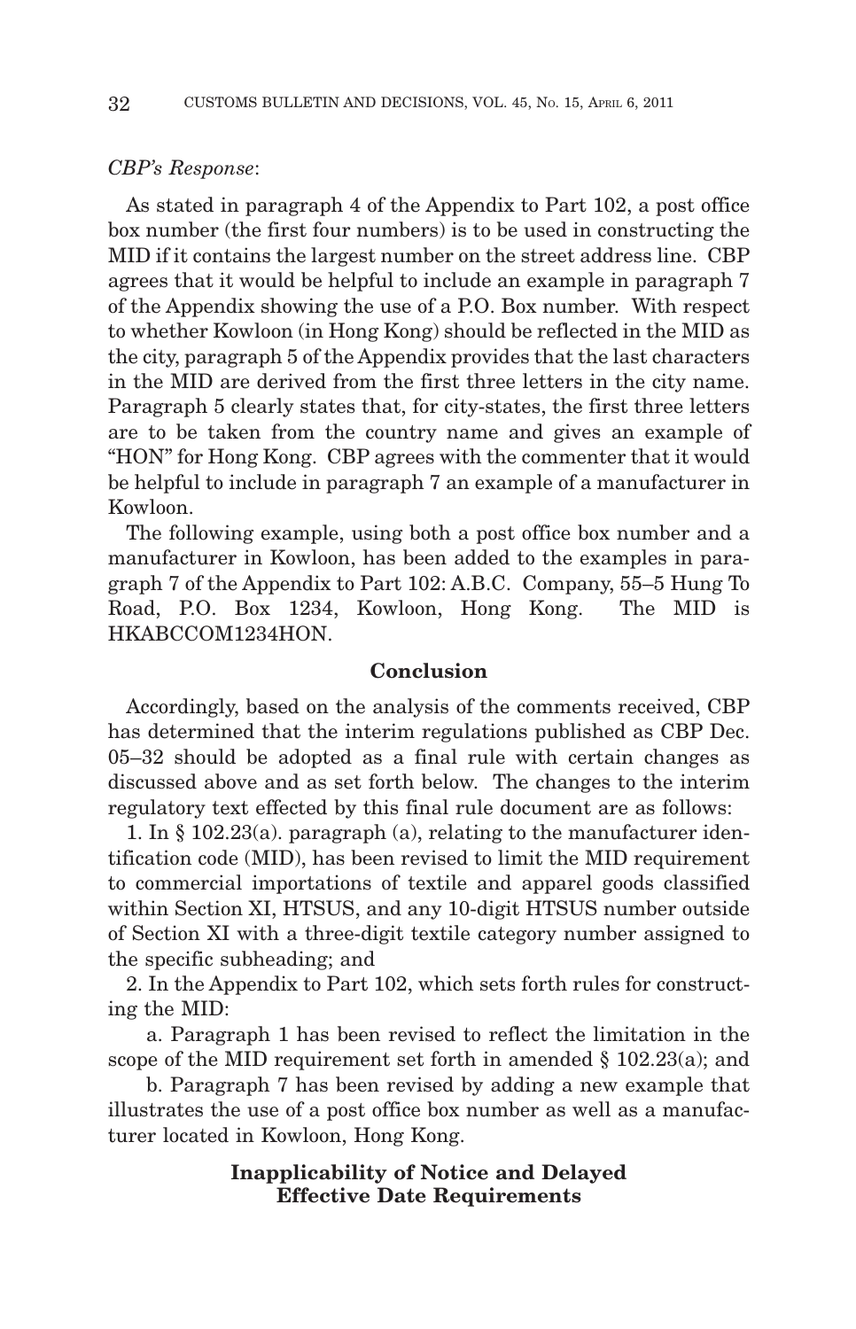*CBP's Response*:

As stated in paragraph 4 of the Appendix to Part 102, a post office box number (the first four numbers) is to be used in constructing the MID if it contains the largest number on the street address line. CBP agrees that it would be helpful to include an example in paragraph 7 of the Appendix showing the use of a P.O. Box number. With respect to whether Kowloon (in Hong Kong) should be reflected in the MID as the city, paragraph 5 of the Appendix provides that the last characters in the MID are derived from the first three letters in the city name. Paragraph 5 clearly states that, for city-states, the first three letters are to be taken from the country name and gives an example of "HON" for Hong Kong. CBP agrees with the commenter that it would be helpful to include in paragraph 7 an example of a manufacturer in Kowloon.

The following example, using both a post office box number and a manufacturer in Kowloon, has been added to the examples in paragraph 7 of the Appendix to Part 102: A.B.C. Company, 55–5 Hung To Road, P.O. Box 1234, Kowloon, Hong Kong. The MID is HKABCCOM1234HON.

## Conclusion

Accordingly, based on the analysis of the comments received, CBP has determined that the interim regulations published as CBP Dec. 05–32 should be adopted as a final rule with certain changes as discussed above and as set forth below. The changes to the interim regulatory text effected by this final rule document are as follows:

1. In § 102.23(a). paragraph (a), relating to the manufacturer identification code (MID), has been revised to limit the MID requirement to commercial importations of textile and apparel goods classified within Section XI, HTSUS, and any 10-digit HTSUS number outside of Section XI with a three-digit textile category number assigned to the specific subheading; and

2. In the Appendix to Part 102, which sets forth rules for constructing the MID:

   a. Paragraph 1 has been revised to reflect the limitation in the scope of the MID requirement set forth in amended § 102.23(a); and

   b. Paragraph 7 has been revised by adding a new example that illustrates the use of a post office box number as well as a manufacturer located in Kowloon, Hong Kong.

## Inapplicability of Notice and Delayed Effective Date Requirements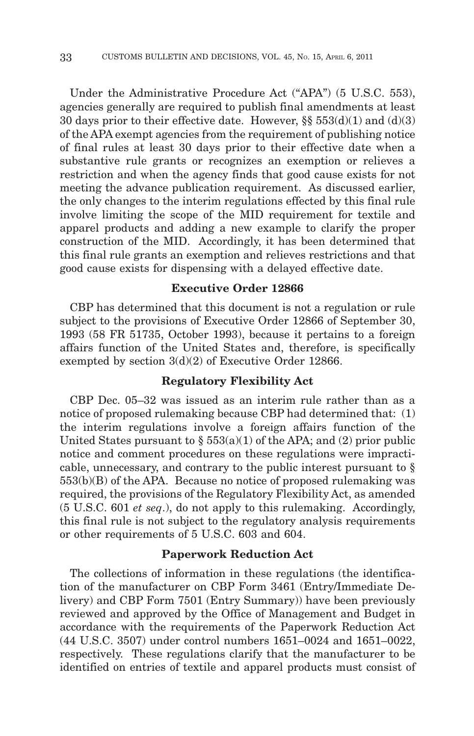Under the Administrative Procedure Act ("APA") (5 U.S.C. 553), agencies generally are required to publish final amendments at least 30 days prior to their effective date. However, §§ 553(d)(1) and (d)(3) of the APA exempt agencies from the requirement of publishing notice of final rules at least 30 days prior to their effective date when a substantive rule grants or recognizes an exemption or relieves a restriction and when the agency finds that good cause exists for not meeting the advance publication requirement. As discussed earlier, the only changes to the interim regulations effected by this final rule involve limiting the scope of the MID requirement for textile and apparel products and adding a new example to clarify the proper construction of the MID. Accordingly, it has been determined that this final rule grants an exemption and relieves restrictions and that good cause exists for dispensing with a delayed effective date.

## Executive Order 12866

CBP has determined that this document is not a regulation or rule subject to the provisions of Executive Order 12866 of September 30, 1993 (58 FR 51735, October 1993), because it pertains to a foreign affairs function of the United States and, therefore, is specifically exempted by section 3(d)(2) of Executive Order 12866.

## Regulatory Flexibility Act

CBP Dec. 05–32 was issued as an interim rule rather than as a notice of proposed rulemaking because CBP had determined that: (1) the interim regulations involve a foreign affairs function of the United States pursuant to § 553(a)(1) of the APA; and (2) prior public notice and comment procedures on these regulations were impracticable, unnecessary, and contrary to the public interest pursuant to § 553(b)(B) of the APA. Because no notice of proposed rulemaking was required, the provisions of the Regulatory Flexibility Act, as amended (5 U.S.C. 601 *et seq*.), do not apply to this rulemaking. Accordingly, this final rule is not subject to the regulatory analysis requirements or other requirements of 5 U.S.C. 603 and 604.

## Paperwork Reduction Act

The collections of information in these regulations (the identification of the manufacturer on CBP Form 3461 (Entry/Immediate Delivery) and CBP Form 7501 (Entry Summary)) have been previously reviewed and approved by the Office of Management and Budget in accordance with the requirements of the Paperwork Reduction Act (44 U.S.C. 3507) under control numbers 1651–0024 and 1651–0022, respectively. These regulations clarify that the manufacturer to be identified on entries of textile and apparel products must consist of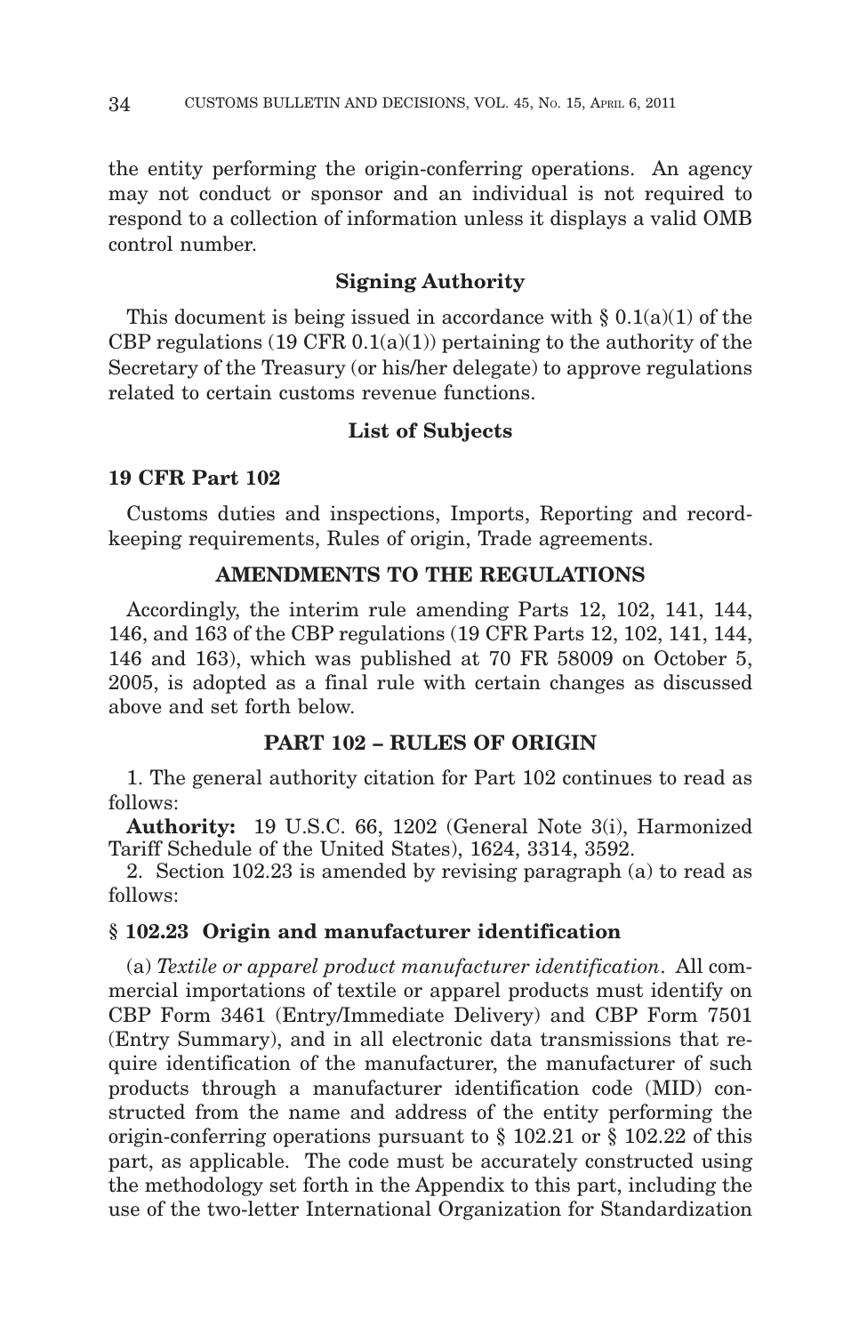the entity performing the origin-conferring operations. An agency may not conduct or sponsor and an individual is not required to respond to a collection of information unless it displays a valid OMB control number.

## Signing Authority

This document is being issued in accordance with § 0.1(a)(1) of the CBP regulations (19 CFR 0.1(a)(1)) pertaining to the authority of the Secretary of the Treasury (or his/her delegate) to approve regulations related to certain customs revenue functions.

## List of Subjects

### 19 CFR Part 102

Customs duties and inspections, Imports, Reporting and recordkeeping requirements, Rules of origin, Trade agreements.

## AMENDMENTS TO THE REGULATIONS

Accordingly, the interim rule amending Parts 12, 102, 141, 144, 146, and 163 of the CBP regulations (19 CFR Parts 12, 102, 141, 144, 146 and 163), which was published at 70 FR 58009 on October 5, 2005, is adopted as a final rule with certain changes as discussed above and set forth below.

## PART 102 – RULES OF ORIGIN

1. The general authority citation for Part 102 continues to read as follows:

**Authority:** 19 U.S.C. 66, 1202 (General Note 3(i), Harmonized Tariff Schedule of the United States), 1624, 3314, 3592.

2. Section 102.23 is amended by revising paragraph (a) to read as follows:

### § 102.23 Origin and manufacturer identification

(a) *Textile or apparel product manufacturer identification*. All commercial importations of textile or apparel products must identify on CBP Form 3461 (Entry/Immediate Delivery) and CBP Form 7501 (Entry Summary), and in all electronic data transmissions that require identification of the manufacturer, the manufacturer of such products through a manufacturer identification code (MID) constructed from the name and address of the entity performing the origin-conferring operations pursuant to § 102.21 or § 102.22 of this part, as applicable. The code must be accurately constructed using the methodology set forth in the Appendix to this part, including the use of the two-letter International Organization for Standardization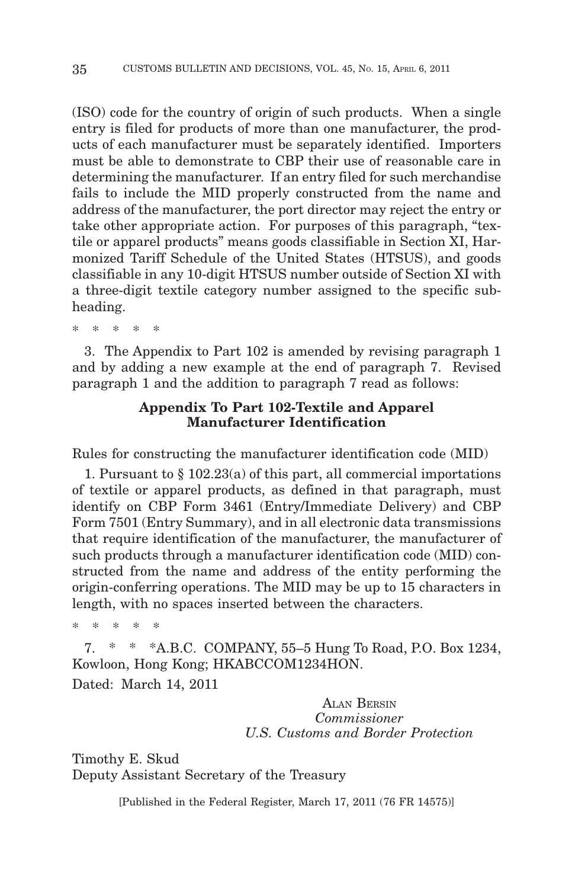(ISO) code for the country of origin of such products. When a single entry is filed for products of more than one manufacturer, the products of each manufacturer must be separately identified. Importers must be able to demonstrate to CBP their use of reasonable care in determining the manufacturer. If an entry filed for such merchandise fails to include the MID properly constructed from the name and address of the manufacturer, the port director may reject the entry or take other appropriate action. For purposes of this paragraph, "textile or apparel products" means goods classifiable in Section XI, Harmonized Tariff Schedule of the United States (HTSUS), and goods classifiable in any 10-digit HTSUS number outside of Section XI with a three-digit textile category number assigned to the specific subheading.

\* \* \* \* \*

3. The Appendix to Part 102 is amended by revising paragraph 1 and by adding a new example at the end of paragraph 7. Revised paragraph 1 and the addition to paragraph 7 read as follows:

**Appendix To Part 102-Textile and Apparel Manufacturer Identification**

Rules for constructing the manufacturer identification code (MID)

1. Pursuant to § 102.23(a) of this part, all commercial importations of textile or apparel products, as defined in that paragraph, must identify on CBP Form 3461 (Entry/Immediate Delivery) and CBP Form 7501 (Entry Summary), and in all electronic data transmissions that require identification of the manufacturer, the manufacturer of such products through a manufacturer identification code (MID) constructed from the name and address of the entity performing the origin-conferring operations. The MID may be up to 15 characters in length, with no spaces inserted between the characters.

\* \* \* \* \*

7. \* \* \*A.B.C. COMPANY, 55–5 Hung To Road, P.O. Box 1234, Kowloon, Hong Kong; HKABCCOM1234HON.

Dated: March 14, 2011

ALAN BERSIN
*Commissioner*
*U.S. Customs and Border Protection*

Timothy E. Skud
Deputy Assistant Secretary of the Treasury

[Published in the Federal Register, March 17, 2011 (76 FR 14575)]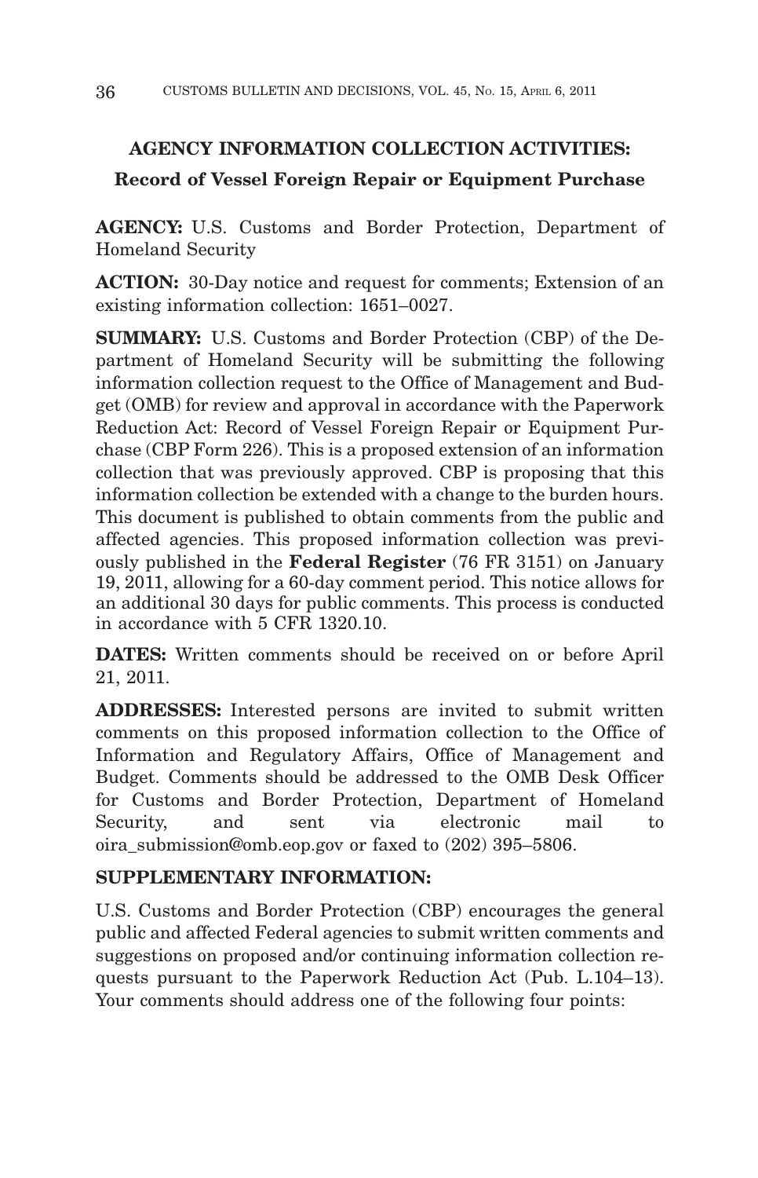## AGENCY INFORMATION COLLECTION ACTIVITIES:

### Record of Vessel Foreign Repair or Equipment Purchase

**AGENCY:** U.S. Customs and Border Protection, Department of Homeland Security

**ACTION:** 30-Day notice and request for comments; Extension of an existing information collection: 1651–0027.

**SUMMARY:** U.S. Customs and Border Protection (CBP) of the Department of Homeland Security will be submitting the following information collection request to the Office of Management and Budget (OMB) for review and approval in accordance with the Paperwork Reduction Act: Record of Vessel Foreign Repair or Equipment Purchase (CBP Form 226). This is a proposed extension of an information collection that was previously approved. CBP is proposing that this information collection be extended with a change to the burden hours. This document is published to obtain comments from the public and affected agencies. This proposed information collection was previously published in the **Federal Register** (76 FR 3151) on January 19, 2011, allowing for a 60-day comment period. This notice allows for an additional 30 days for public comments. This process is conducted in accordance with 5 CFR 1320.10.

**DATES:** Written comments should be received on or before April 21, 2011.

**ADDRESSES:** Interested persons are invited to submit written comments on this proposed information collection to the Office of Information and Regulatory Affairs, Office of Management and Budget. Comments should be addressed to the OMB Desk Officer for Customs and Border Protection, Department of Homeland Security, and sent via electronic mail to oira_submission@omb.eop.gov or faxed to (202) 395–5806.

**SUPPLEMENTARY INFORMATION:**

U.S. Customs and Border Protection (CBP) encourages the general public and affected Federal agencies to submit written comments and suggestions on proposed and/or continuing information collection requests pursuant to the Paperwork Reduction Act (Pub. L.104–13). Your comments should address one of the following four points: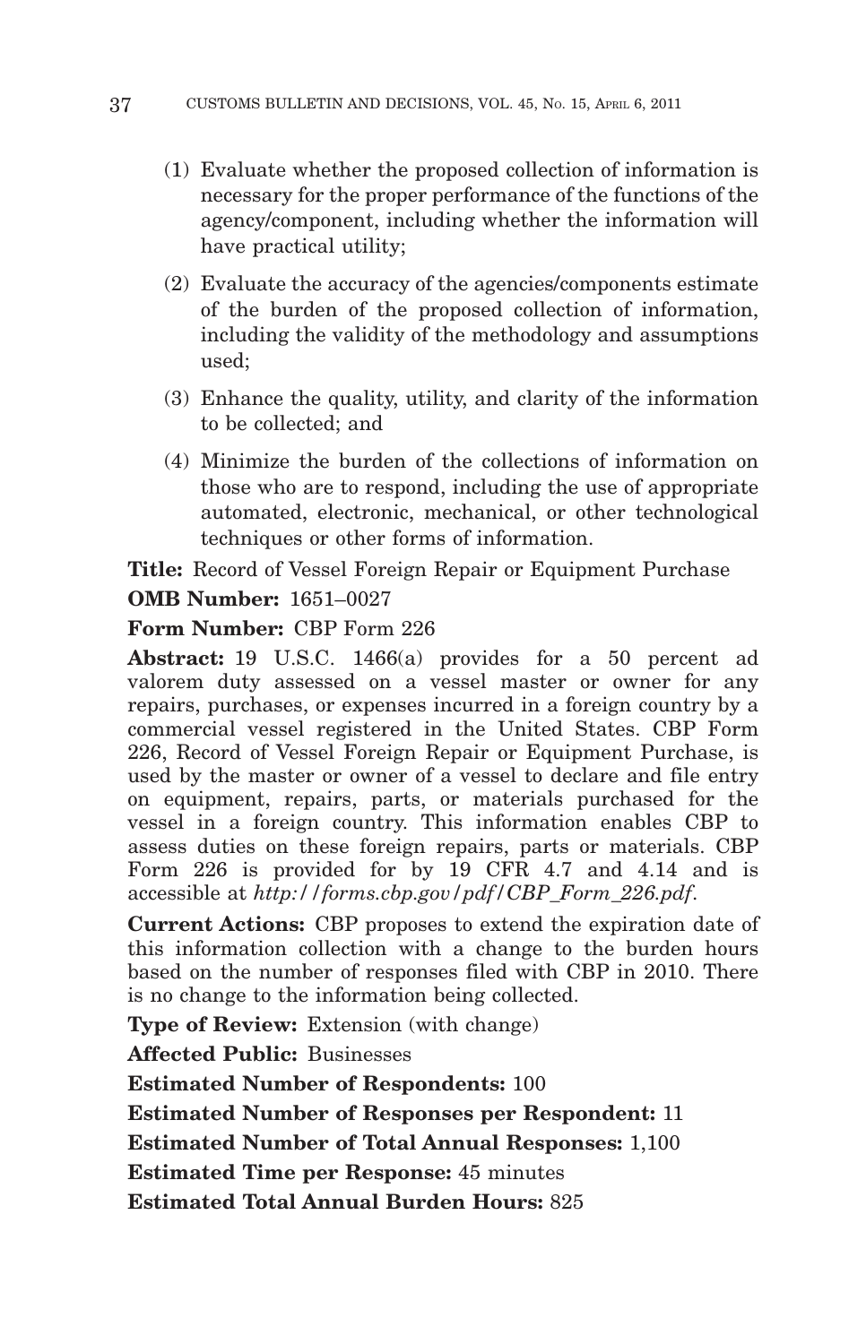(1) Evaluate whether the proposed collection of information is necessary for the proper performance of the functions of the agency/component, including whether the information will have practical utility;

(2) Evaluate the accuracy of the agencies/components estimate of the burden of the proposed collection of information, including the validity of the methodology and assumptions used;

(3) Enhance the quality, utility, and clarity of the information to be collected; and

(4) Minimize the burden of the collections of information on those who are to respond, including the use of appropriate automated, electronic, mechanical, or other technological techniques or other forms of information.

**Title:** Record of Vessel Foreign Repair or Equipment Purchase

**OMB Number:** 1651–0027

**Form Number:** CBP Form 226

**Abstract:** 19 U.S.C. 1466(a) provides for a 50 percent ad valorem duty assessed on a vessel master or owner for any repairs, purchases, or expenses incurred in a foreign country by a commercial vessel registered in the United States. CBP Form 226, Record of Vessel Foreign Repair or Equipment Purchase, is used by the master or owner of a vessel to declare and file entry on equipment, repairs, parts, or materials purchased for the vessel in a foreign country. This information enables CBP to assess duties on these foreign repairs, parts or materials. CBP Form 226 is provided for by 19 CFR 4.7 and 4.14 and is accessible at *http://forms.cbp.gov/pdf/CBP_Form_226.pdf*.

**Current Actions:** CBP proposes to extend the expiration date of this information collection with a change to the burden hours based on the number of responses filed with CBP in 2010. There is no change to the information being collected.

**Type of Review:** Extension (with change)

**Affected Public:** Businesses

**Estimated Number of Respondents:** 100

**Estimated Number of Responses per Respondent:** 11

**Estimated Number of Total Annual Responses:** 1,100

**Estimated Time per Response:** 45 minutes

**Estimated Total Annual Burden Hours:** 825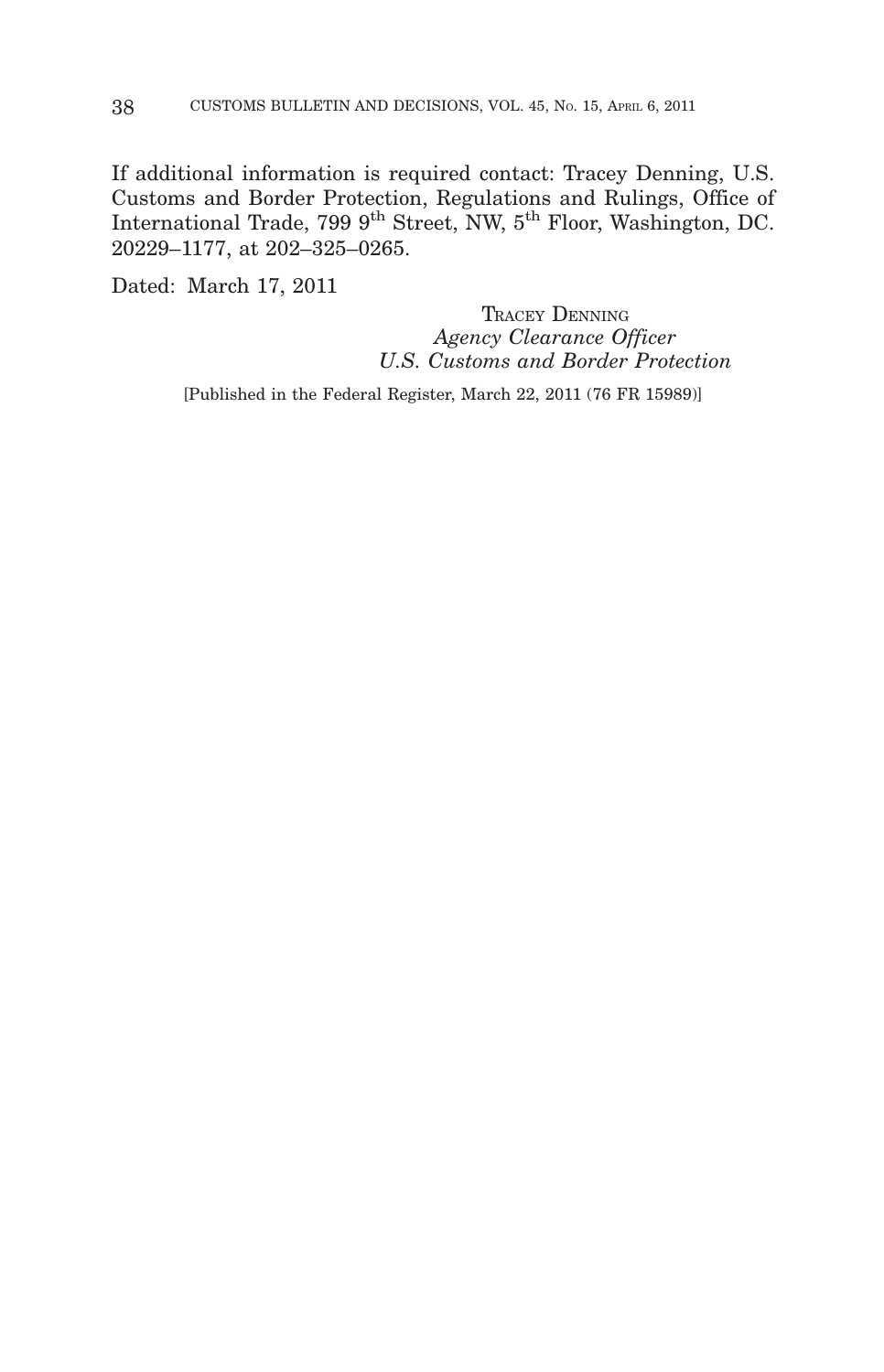If additional information is required contact: Tracey Denning, U.S. Customs and Border Protection, Regulations and Rulings, Office of International Trade, 799 9th Street, NW, 5th Floor, Washington, DC. 20229–1177, at 202–325–0265.

Dated: March 17, 2011

TRACEY DENNING
*Agency Clearance Officer*
*U.S. Customs and Border Protection*

[Published in the Federal Register, March 22, 2011 (76 FR 15989)]